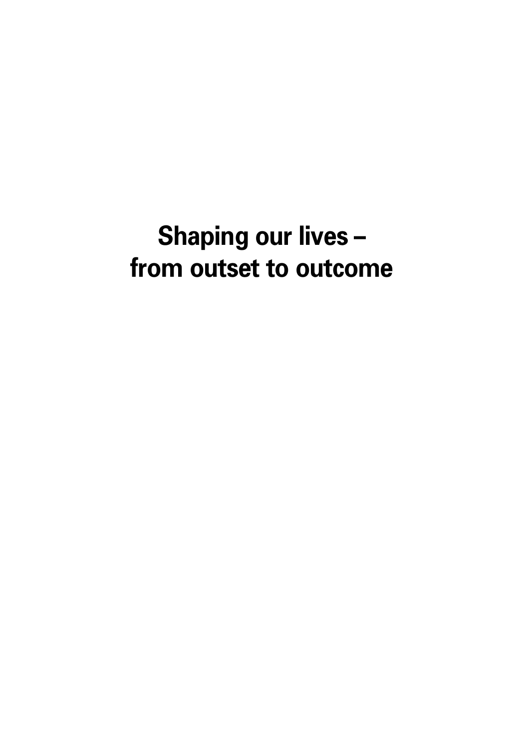# Shaping our lives – from outset to outcome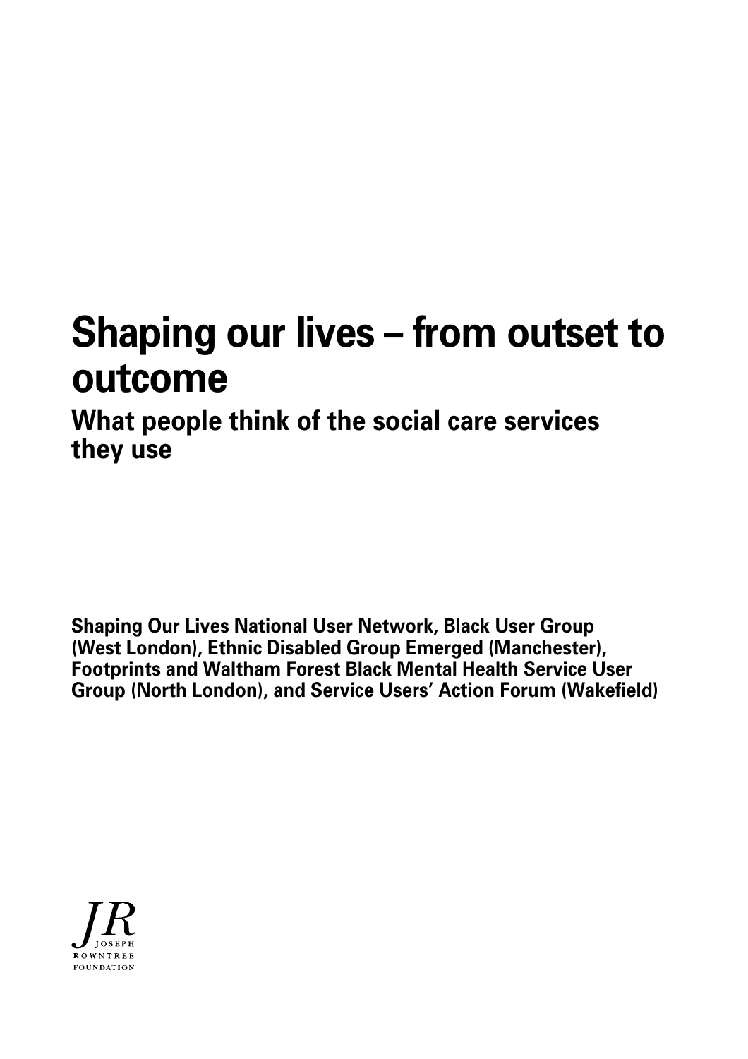# Shaping our lives – from outset to outcome

## What people think of the social care services they use

**Shaping Our Lives National User Network, Black User Group (West London), Ethnic Disabled Group Emerged (Manchester), Footprints and Waltham Forest Black Mental Health Service User Group (North London), and Service Users' Action Forum (Wakefield)**

JOSEPH ROWNTREE FOUNDATION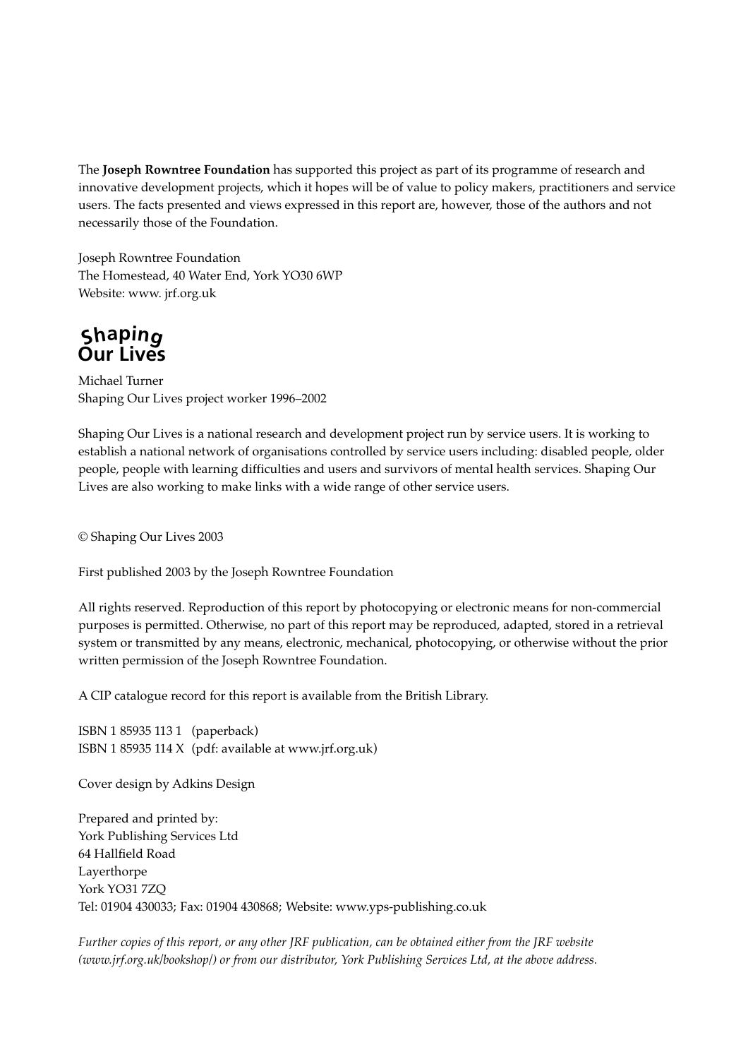The **Joseph Rowntree Foundation** has supported this project as part of its programme of research and innovative development projects, which it hopes will be of value to policy makers, practitioners and service users. The facts presented and views expressed in this report are, however, those of the authors and not necessarily those of the Foundation.

Joseph Rowntree Foundation
The Homestead, 40 Water End, York YO30 6WP
Website: www. jrf.org.uk

**Shaping Our Lives**

Michael Turner
Shaping Our Lives project worker 1996–2002

Shaping Our Lives is a national research and development project run by service users. It is working to establish a national network of organisations controlled by service users including: disabled people, older people, people with learning difficulties and users and survivors of mental health services. Shaping Our Lives are also working to make links with a wide range of other service users.

© Shaping Our Lives 2003

First published 2003 by the Joseph Rowntree Foundation

All rights reserved. Reproduction of this report by photocopying or electronic means for non-commercial purposes is permitted. Otherwise, no part of this report may be reproduced, adapted, stored in a retrieval system or transmitted by any means, electronic, mechanical, photocopying, or otherwise without the prior written permission of the Joseph Rowntree Foundation.

A CIP catalogue record for this report is available from the British Library.

ISBN 1 85935 113 1 (paperback)
ISBN 1 85935 114 X (pdf: available at www.jrf.org.uk)

Cover design by Adkins Design

Prepared and printed by:
York Publishing Services Ltd
64 Hallfield Road
Layerthorpe
York YO31 7ZQ
Tel: 01904 430033; Fax: 01904 430868; Website: www.yps-publishing.co.uk

*Further copies of this report, or any other JRF publication, can be obtained either from the JRF website (www.jrf.org.uk/bookshop/) or from our distributor, York Publishing Services Ltd, at the above address.*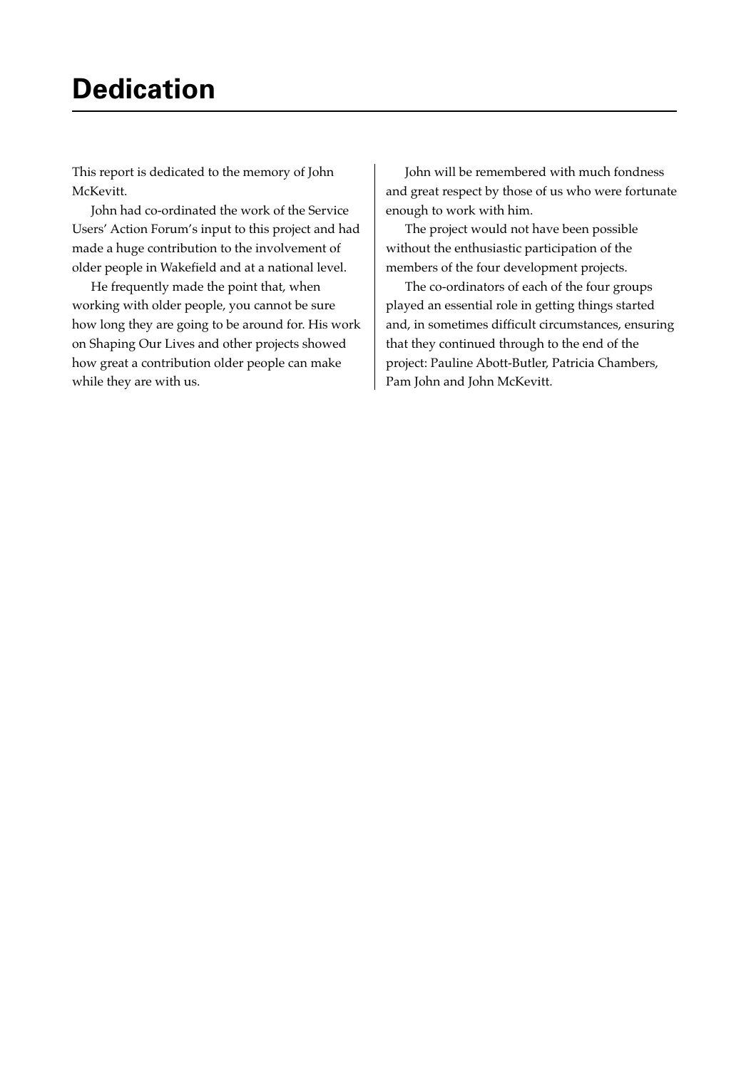# Dedication

This report is dedicated to the memory of John McKevitt.

John had co-ordinated the work of the Service Users' Action Forum's input to this project and had made a huge contribution to the involvement of older people in Wakefield and at a national level.

He frequently made the point that, when working with older people, you cannot be sure how long they are going to be around for. His work on Shaping Our Lives and other projects showed how great a contribution older people can make while they are with us.

John will be remembered with much fondness and great respect by those of us who were fortunate enough to work with him.

The project would not have been possible without the enthusiastic participation of the members of the four development projects.

The co-ordinators of each of the four groups played an essential role in getting things started and, in sometimes difficult circumstances, ensuring that they continued through to the end of the project: Pauline Abott-Butler, Patricia Chambers, Pam John and John McKevitt.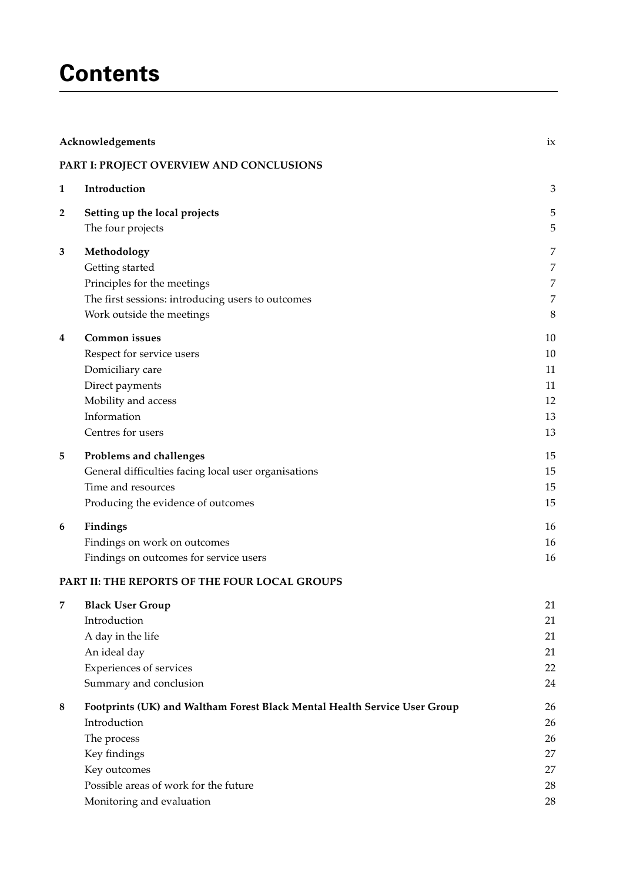# Contents

| | | |
|---|---|---|
| | **Acknowledgements** | ix |
| | **PART I: PROJECT OVERVIEW AND CONCLUSIONS** | |
| **1** | **Introduction** | 3 |
| **2** | **Setting up the local projects** | 5 |
| | The four projects | 5 |
| **3** | **Methodology** | 7 |
| | Getting started | 7 |
| | Principles for the meetings | 7 |
| | The first sessions: introducing users to outcomes | 7 |
| | Work outside the meetings | 8 |
| **4** | **Common issues** | 10 |
| | Respect for service users | 10 |
| | Domiciliary care | 11 |
| | Direct payments | 11 |
| | Mobility and access | 12 |
| | Information | 13 |
| | Centres for users | 13 |
| **5** | **Problems and challenges** | 15 |
| | General difficulties facing local user organisations | 15 |
| | Time and resources | 15 |
| | Producing the evidence of outcomes | 15 |
| **6** | **Findings** | 16 |
| | Findings on work on outcomes | 16 |
| | Findings on outcomes for service users | 16 |
| | **PART II: THE REPORTS OF THE FOUR LOCAL GROUPS** | |
| **7** | **Black User Group** | 21 |
| | Introduction | 21 |
| | A day in the life | 21 |
| | An ideal day | 21 |
| | Experiences of services | 22 |
| | Summary and conclusion | 24 |
| **8** | **Footprints (UK) and Waltham Forest Black Mental Health Service User Group** | 26 |
| | Introduction | 26 |
| | The process | 26 |
| | Key findings | 27 |
| | Key outcomes | 27 |
| | Possible areas of work for the future | 28 |
| | Monitoring and evaluation | 28 |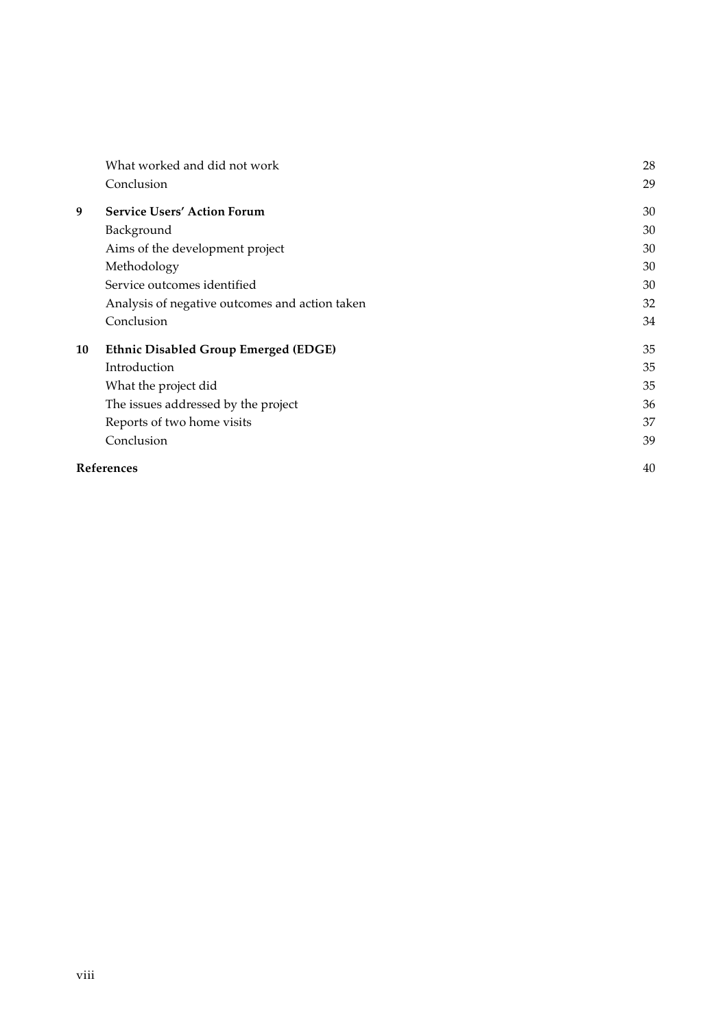| | | |
|---|---|---|
| | What worked and did not work | 28 |
| | Conclusion | 29 |
| **9** | **Service Users' Action Forum** | 30 |
| | Background | 30 |
| | Aims of the development project | 30 |
| | Methodology | 30 |
| | Service outcomes identified | 30 |
| | Analysis of negative outcomes and action taken | 32 |
| | Conclusion | 34 |
| **10** | **Ethnic Disabled Group Emerged (EDGE)** | 35 |
| | Introduction | 35 |
| | What the project did | 35 |
| | The issues addressed by the project | 36 |
| | Reports of two home visits | 37 |
| | Conclusion | 39 |
| **References** | | 40 |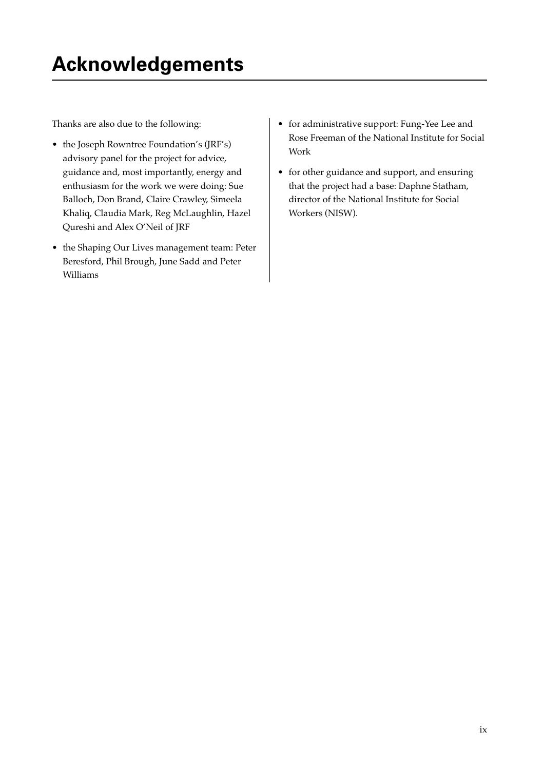# Acknowledgements

Thanks are also due to the following:

- the Joseph Rowntree Foundation's (JRF's) advisory panel for the project for advice, guidance and, most importantly, energy and enthusiasm for the work we were doing: Sue Balloch, Don Brand, Claire Crawley, Simeela Khaliq, Claudia Mark, Reg McLaughlin, Hazel Qureshi and Alex O'Neil of JRF
- the Shaping Our Lives management team: Peter Beresford, Phil Brough, June Sadd and Peter Williams
- for administrative support: Fung-Yee Lee and Rose Freeman of the National Institute for Social Work
- for other guidance and support, and ensuring that the project had a base: Daphne Statham, director of the National Institute for Social Workers (NISW).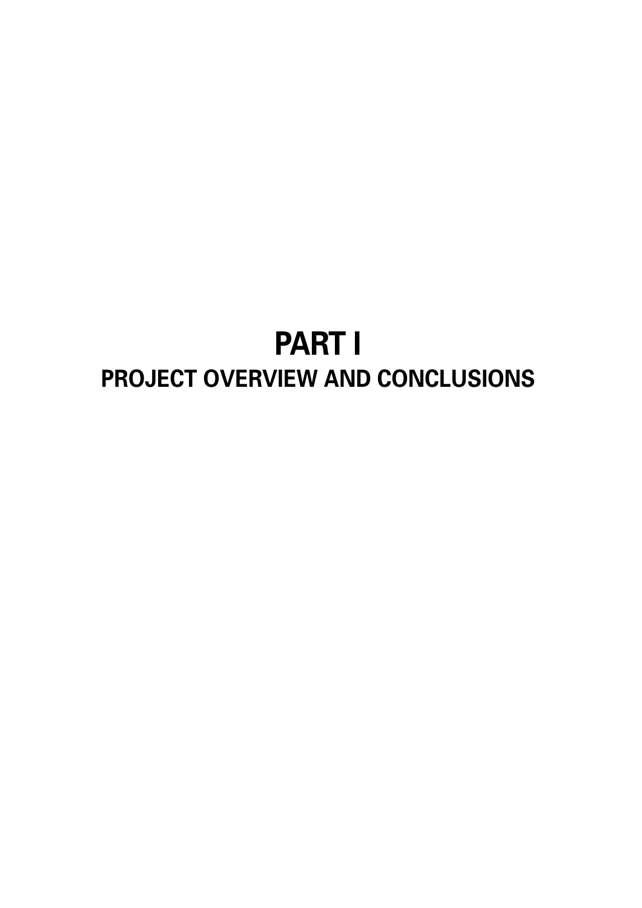# PART I

## PROJECT OVERVIEW AND CONCLUSIONS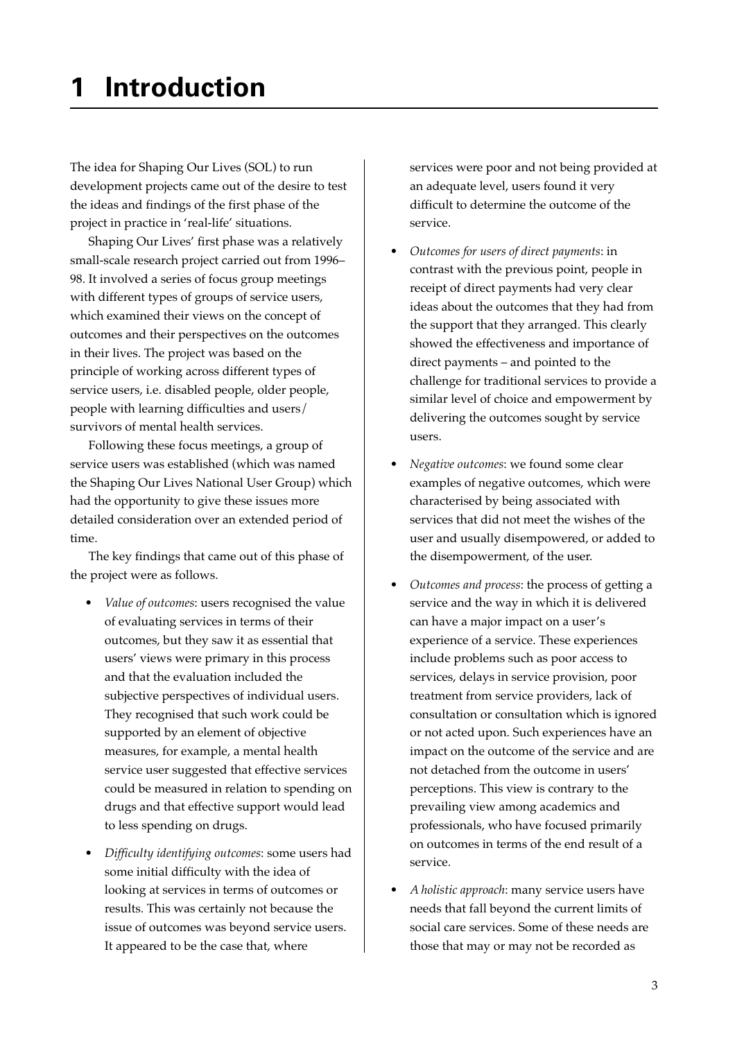# 1 Introduction

The idea for Shaping Our Lives (SOL) to run development projects came out of the desire to test the ideas and findings of the first phase of the project in practice in 'real-life' situations.

Shaping Our Lives' first phase was a relatively small-scale research project carried out from 1996–98. It involved a series of focus group meetings with different types of groups of service users, which examined their views on the concept of outcomes and their perspectives on the outcomes in their lives. The project was based on the principle of working across different types of service users, i.e. disabled people, older people, people with learning difficulties and users/ survivors of mental health services.

Following these focus meetings, a group of service users was established (which was named the Shaping Our Lives National User Group) which had the opportunity to give these issues more detailed consideration over an extended period of time.

The key findings that came out of this phase of the project were as follows.

- *Value of outcomes*: users recognised the value of evaluating services in terms of their outcomes, but they saw it as essential that users' views were primary in this process and that the evaluation included the subjective perspectives of individual users. They recognised that such work could be supported by an element of objective measures, for example, a mental health service user suggested that effective services could be measured in relation to spending on drugs and that effective support would lead to less spending on drugs.
- *Difficulty identifying outcomes*: some users had some initial difficulty with the idea of looking at services in terms of outcomes or results. This was certainly not because the issue of outcomes was beyond service users. It appeared to be the case that, where services were poor and not being provided at an adequate level, users found it very difficult to determine the outcome of the service.
- *Outcomes for users of direct payments*: in contrast with the previous point, people in receipt of direct payments had very clear ideas about the outcomes that they had from the support that they arranged. This clearly showed the effectiveness and importance of direct payments – and pointed to the challenge for traditional services to provide a similar level of choice and empowerment by delivering the outcomes sought by service users.
- *Negative outcomes*: we found some clear examples of negative outcomes, which were characterised by being associated with services that did not meet the wishes of the user and usually disempowered, or added to the disempowerment, of the user.
- *Outcomes and process*: the process of getting a service and the way in which it is delivered can have a major impact on a user's experience of a service. These experiences include problems such as poor access to services, delays in service provision, poor treatment from service providers, lack of consultation or consultation which is ignored or not acted upon. Such experiences have an impact on the outcome of the service and are not detached from the outcome in users' perceptions. This view is contrary to the prevailing view among academics and professionals, who have focused primarily on outcomes in terms of the end result of a service.
- *A holistic approach*: many service users have needs that fall beyond the current limits of social care services. Some of these needs are those that may or may not be recorded as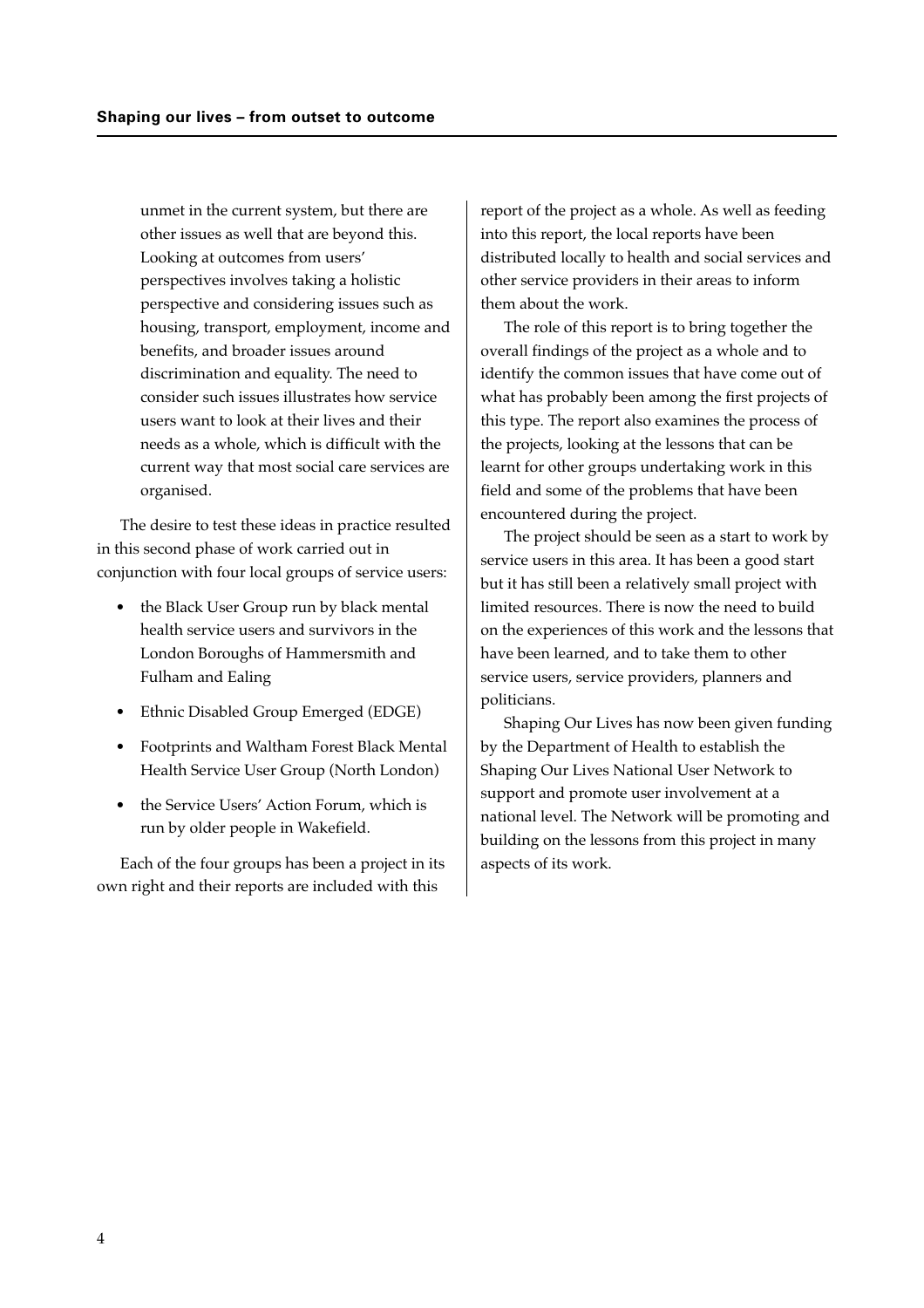unmet in the current system, but there are other issues as well that are beyond this. Looking at outcomes from users' perspectives involves taking a holistic perspective and considering issues such as housing, transport, employment, income and benefits, and broader issues around discrimination and equality. The need to consider such issues illustrates how service users want to look at their lives and their needs as a whole, which is difficult with the current way that most social care services are organised.

The desire to test these ideas in practice resulted in this second phase of work carried out in conjunction with four local groups of service users:

- the Black User Group run by black mental health service users and survivors in the London Boroughs of Hammersmith and Fulham and Ealing
- Ethnic Disabled Group Emerged (EDGE)
- Footprints and Waltham Forest Black Mental Health Service User Group (North London)
- the Service Users' Action Forum, which is run by older people in Wakefield.

Each of the four groups has been a project in its own right and their reports are included with this report of the project as a whole. As well as feeding into this report, the local reports have been distributed locally to health and social services and other service providers in their areas to inform them about the work.

The role of this report is to bring together the overall findings of the project as a whole and to identify the common issues that have come out of what has probably been among the first projects of this type. The report also examines the process of the projects, looking at the lessons that can be learnt for other groups undertaking work in this field and some of the problems that have been encountered during the project.

The project should be seen as a start to work by service users in this area. It has been a good start but it has still been a relatively small project with limited resources. There is now the need to build on the experiences of this work and the lessons that have been learned, and to take them to other service users, service providers, planners and politicians.

Shaping Our Lives has now been given funding by the Department of Health to establish the Shaping Our Lives National User Network to support and promote user involvement at a national level. The Network will be promoting and building on the lessons from this project in many aspects of its work.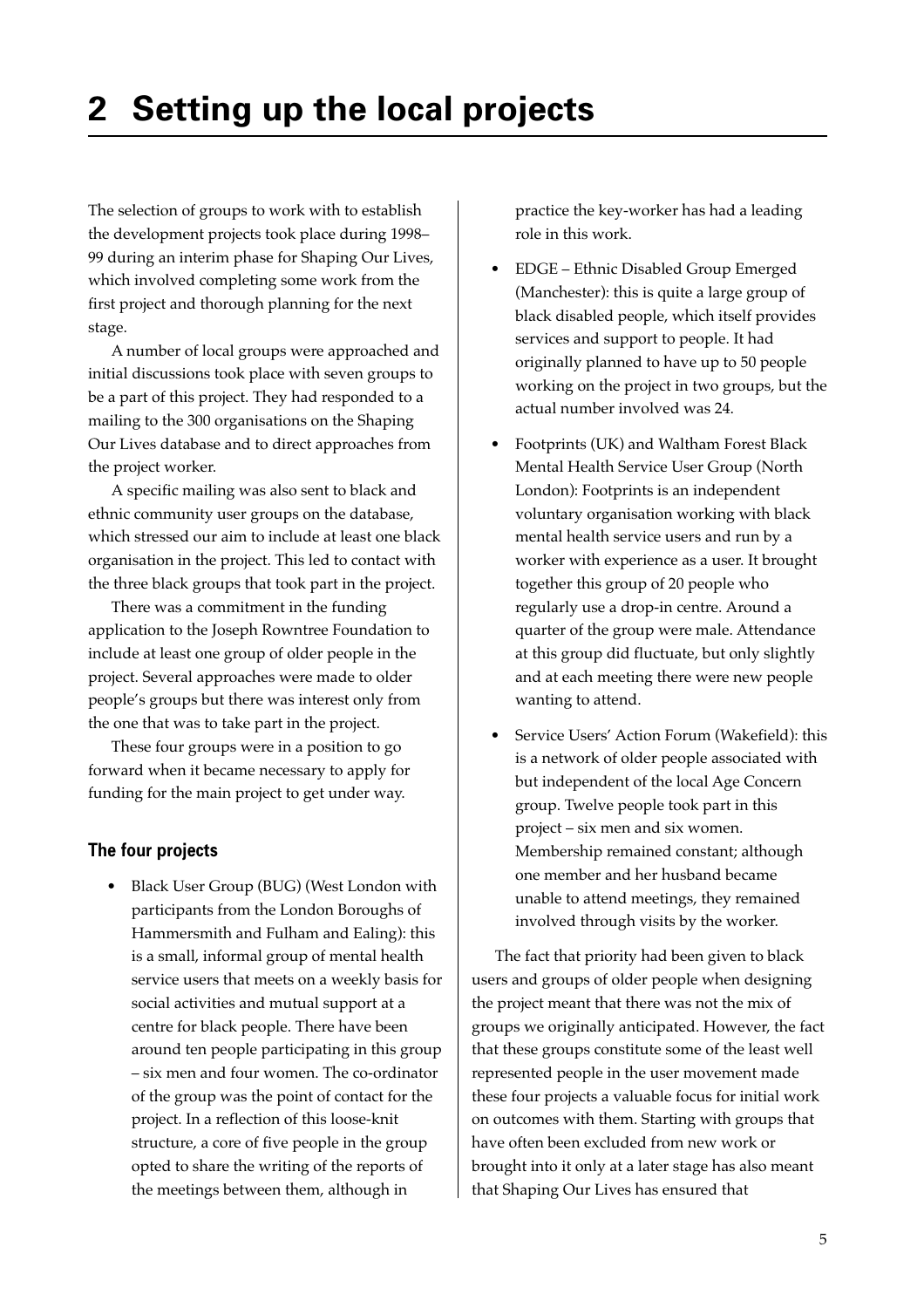# 2 Setting up the local projects

The selection of groups to work with to establish the development projects took place during 1998–99 during an interim phase for Shaping Our Lives, which involved completing some work from the first project and thorough planning for the next stage.

A number of local groups were approached and initial discussions took place with seven groups to be a part of this project. They had responded to a mailing to the 300 organisations on the Shaping Our Lives database and to direct approaches from the project worker.

A specific mailing was also sent to black and ethnic community user groups on the database, which stressed our aim to include at least one black organisation in the project. This led to contact with the three black groups that took part in the project.

There was a commitment in the funding application to the Joseph Rowntree Foundation to include at least one group of older people in the project. Several approaches were made to older people's groups but there was interest only from the one that was to take part in the project.

These four groups were in a position to go forward when it became necessary to apply for funding for the main project to get under way.

### The four projects

- Black User Group (BUG) (West London with participants from the London Boroughs of Hammersmith and Fulham and Ealing): this is a small, informal group of mental health service users that meets on a weekly basis for social activities and mutual support at a centre for black people. There have been around ten people participating in this group – six men and four women. The co-ordinator of the group was the point of contact for the project. In a reflection of this loose-knit structure, a core of five people in the group opted to share the writing of the reports of the meetings between them, although in practice the key-worker has had a leading role in this work.
- EDGE – Ethnic Disabled Group Emerged (Manchester): this is quite a large group of black disabled people, which itself provides services and support to people. It had originally planned to have up to 50 people working on the project in two groups, but the actual number involved was 24.
- Footprints (UK) and Waltham Forest Black Mental Health Service User Group (North London): Footprints is an independent voluntary organisation working with black mental health service users and run by a worker with experience as a user. It brought together this group of 20 people who regularly use a drop-in centre. Around a quarter of the group were male. Attendance at this group did fluctuate, but only slightly and at each meeting there were new people wanting to attend.
- Service Users' Action Forum (Wakefield): this is a network of older people associated with but independent of the local Age Concern group. Twelve people took part in this project – six men and six women. Membership remained constant; although one member and her husband became unable to attend meetings, they remained involved through visits by the worker.

The fact that priority had been given to black users and groups of older people when designing the project meant that there was not the mix of groups we originally anticipated. However, the fact that these groups constitute some of the least well represented people in the user movement made these four projects a valuable focus for initial work on outcomes with them. Starting with groups that have often been excluded from new work or brought into it only at a later stage has also meant that Shaping Our Lives has ensured that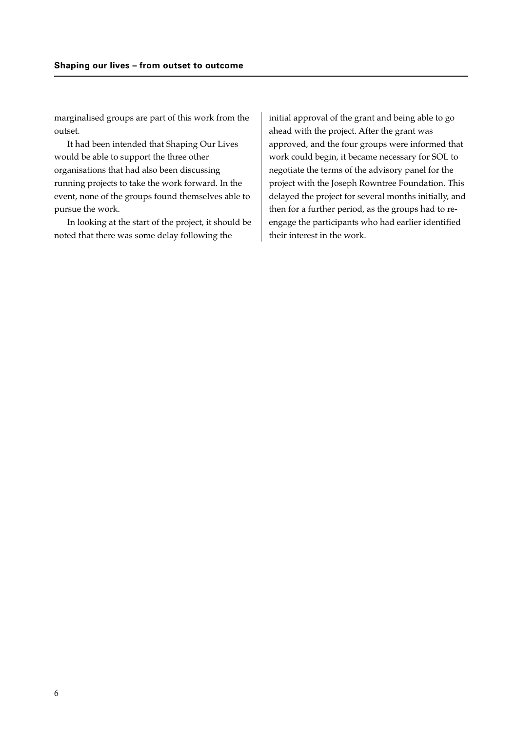marginalised groups are part of this work from the outset.

It had been intended that Shaping Our Lives would be able to support the three other organisations that had also been discussing running projects to take the work forward. In the event, none of the groups found themselves able to pursue the work.

In looking at the start of the project, it should be noted that there was some delay following the initial approval of the grant and being able to go ahead with the project. After the grant was approved, and the four groups were informed that work could begin, it became necessary for SOL to negotiate the terms of the advisory panel for the project with the Joseph Rowntree Foundation. This delayed the project for several months initially, and then for a further period, as the groups had to re-engage the participants who had earlier identified their interest in the work.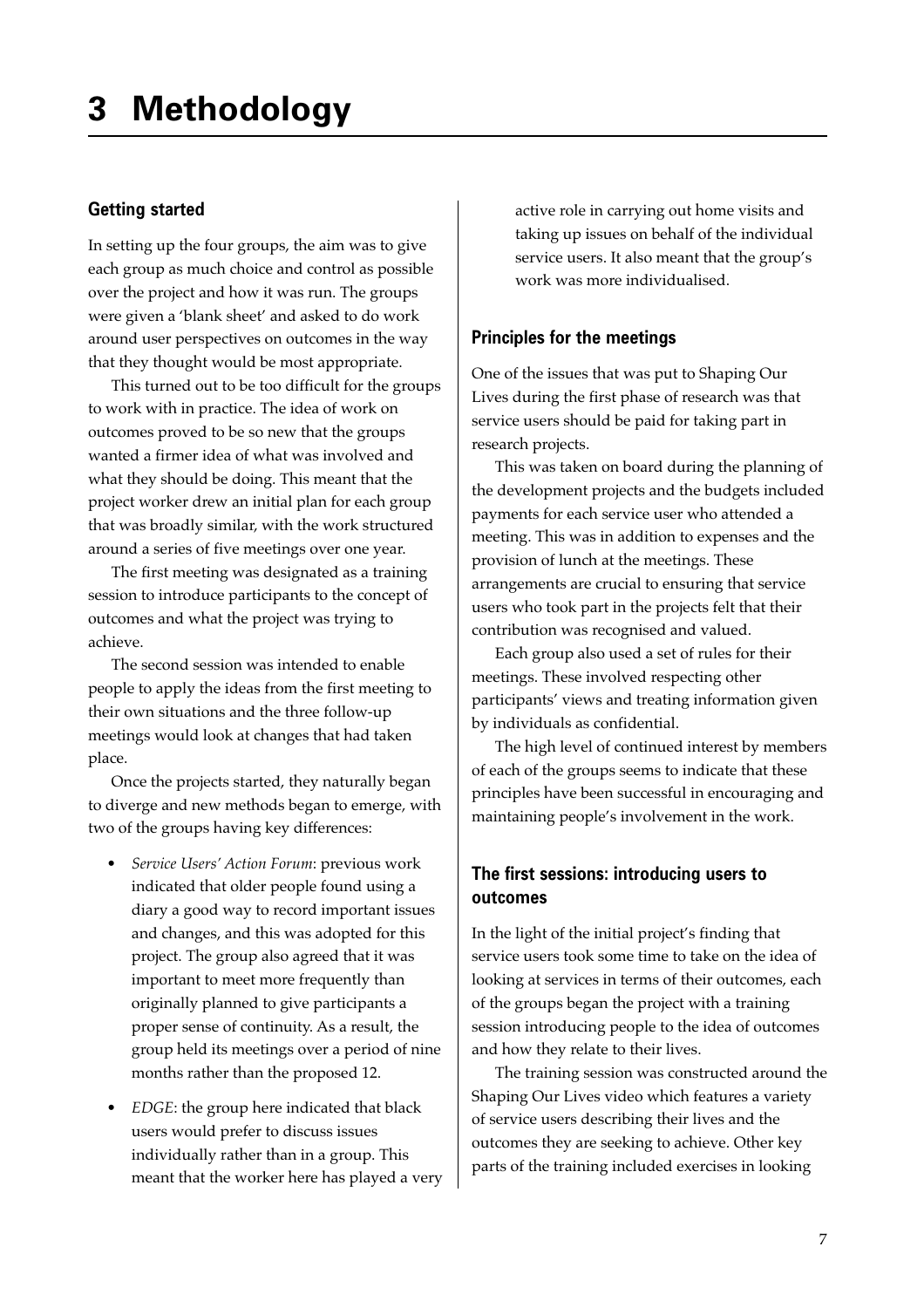# 3 Methodology

### Getting started

In setting up the four groups, the aim was to give each group as much choice and control as possible over the project and how it was run. The groups were given a 'blank sheet' and asked to do work around user perspectives on outcomes in the way that they thought would be most appropriate.

This turned out to be too difficult for the groups to work with in practice. The idea of work on outcomes proved to be so new that the groups wanted a firmer idea of what was involved and what they should be doing. This meant that the project worker drew an initial plan for each group that was broadly similar, with the work structured around a series of five meetings over one year.

The first meeting was designated as a training session to introduce participants to the concept of outcomes and what the project was trying to achieve.

The second session was intended to enable people to apply the ideas from the first meeting to their own situations and the three follow-up meetings would look at changes that had taken place.

Once the projects started, they naturally began to diverge and new methods began to emerge, with two of the groups having key differences:

- *Service Users' Action Forum*: previous work indicated that older people found using a diary a good way to record important issues and changes, and this was adopted for this project. The group also agreed that it was important to meet more frequently than originally planned to give participants a proper sense of continuity. As a result, the group held its meetings over a period of nine months rather than the proposed 12.
- *EDGE*: the group here indicated that black users would prefer to discuss issues individually rather than in a group. This meant that the worker here has played a very active role in carrying out home visits and taking up issues on behalf of the individual service users. It also meant that the group's work was more individualised.

### Principles for the meetings

One of the issues that was put to Shaping Our Lives during the first phase of research was that service users should be paid for taking part in research projects.

This was taken on board during the planning of the development projects and the budgets included payments for each service user who attended a meeting. This was in addition to expenses and the provision of lunch at the meetings. These arrangements are crucial to ensuring that service users who took part in the projects felt that their contribution was recognised and valued.

Each group also used a set of rules for their meetings. These involved respecting other participants' views and treating information given by individuals as confidential.

The high level of continued interest by members of each of the groups seems to indicate that these principles have been successful in encouraging and maintaining people's involvement in the work.

### The first sessions: introducing users to outcomes

In the light of the initial project's finding that service users took some time to take on the idea of looking at services in terms of their outcomes, each of the groups began the project with a training session introducing people to the idea of outcomes and how they relate to their lives.

The training session was constructed around the Shaping Our Lives video which features a variety of service users describing their lives and the outcomes they are seeking to achieve. Other key parts of the training included exercises in looking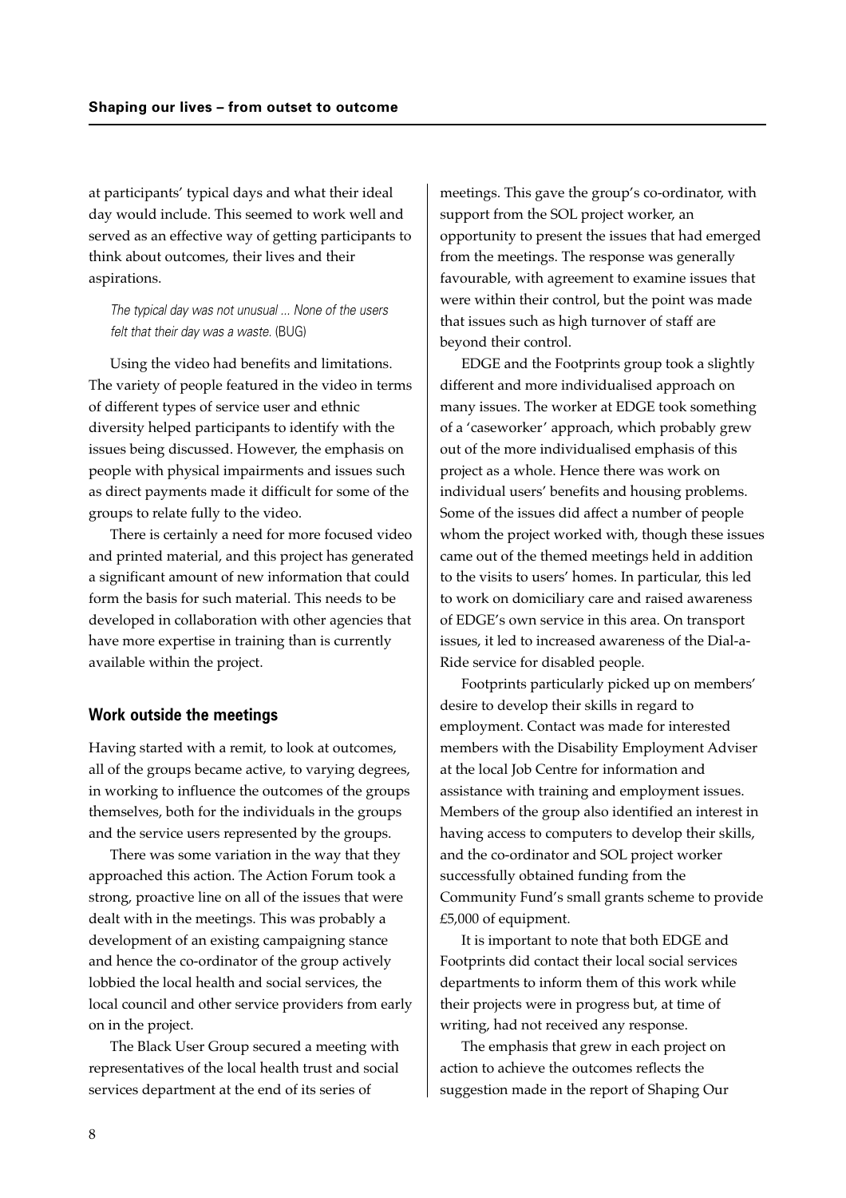at participants' typical days and what their ideal day would include. This seemed to work well and served as an effective way of getting participants to think about outcomes, their lives and their aspirations.

> *The typical day was not unusual ... None of the users felt that their day was a waste.* (BUG)

Using the video had benefits and limitations. The variety of people featured in the video in terms of different types of service user and ethnic diversity helped participants to identify with the issues being discussed. However, the emphasis on people with physical impairments and issues such as direct payments made it difficult for some of the groups to relate fully to the video.

There is certainly a need for more focused video and printed material, and this project has generated a significant amount of new information that could form the basis for such material. This needs to be developed in collaboration with other agencies that have more expertise in training than is currently available within the project.

## Work outside the meetings

Having started with a remit, to look at outcomes, all of the groups became active, to varying degrees, in working to influence the outcomes of the groups themselves, both for the individuals in the groups and the service users represented by the groups.

There was some variation in the way that they approached this action. The Action Forum took a strong, proactive line on all of the issues that were dealt with in the meetings. This was probably a development of an existing campaigning stance and hence the co-ordinator of the group actively lobbied the local health and social services, the local council and other service providers from early on in the project.

The Black User Group secured a meeting with representatives of the local health trust and social services department at the end of its series of meetings. This gave the group's co-ordinator, with support from the SOL project worker, an opportunity to present the issues that had emerged from the meetings. The response was generally favourable, with agreement to examine issues that were within their control, but the point was made that issues such as high turnover of staff are beyond their control.

EDGE and the Footprints group took a slightly different and more individualised approach on many issues. The worker at EDGE took something of a 'caseworker' approach, which probably grew out of the more individualised emphasis of this project as a whole. Hence there was work on individual users' benefits and housing problems. Some of the issues did affect a number of people whom the project worked with, though these issues came out of the themed meetings held in addition to the visits to users' homes. In particular, this led to work on domiciliary care and raised awareness of EDGE's own service in this area. On transport issues, it led to increased awareness of the Dial-a-Ride service for disabled people.

Footprints particularly picked up on members' desire to develop their skills in regard to employment. Contact was made for interested members with the Disability Employment Adviser at the local Job Centre for information and assistance with training and employment issues. Members of the group also identified an interest in having access to computers to develop their skills, and the co-ordinator and SOL project worker successfully obtained funding from the Community Fund's small grants scheme to provide £5,000 of equipment.

It is important to note that both EDGE and Footprints did contact their local social services departments to inform them of this work while their projects were in progress but, at time of writing, had not received any response.

The emphasis that grew in each project on action to achieve the outcomes reflects the suggestion made in the report of Shaping Our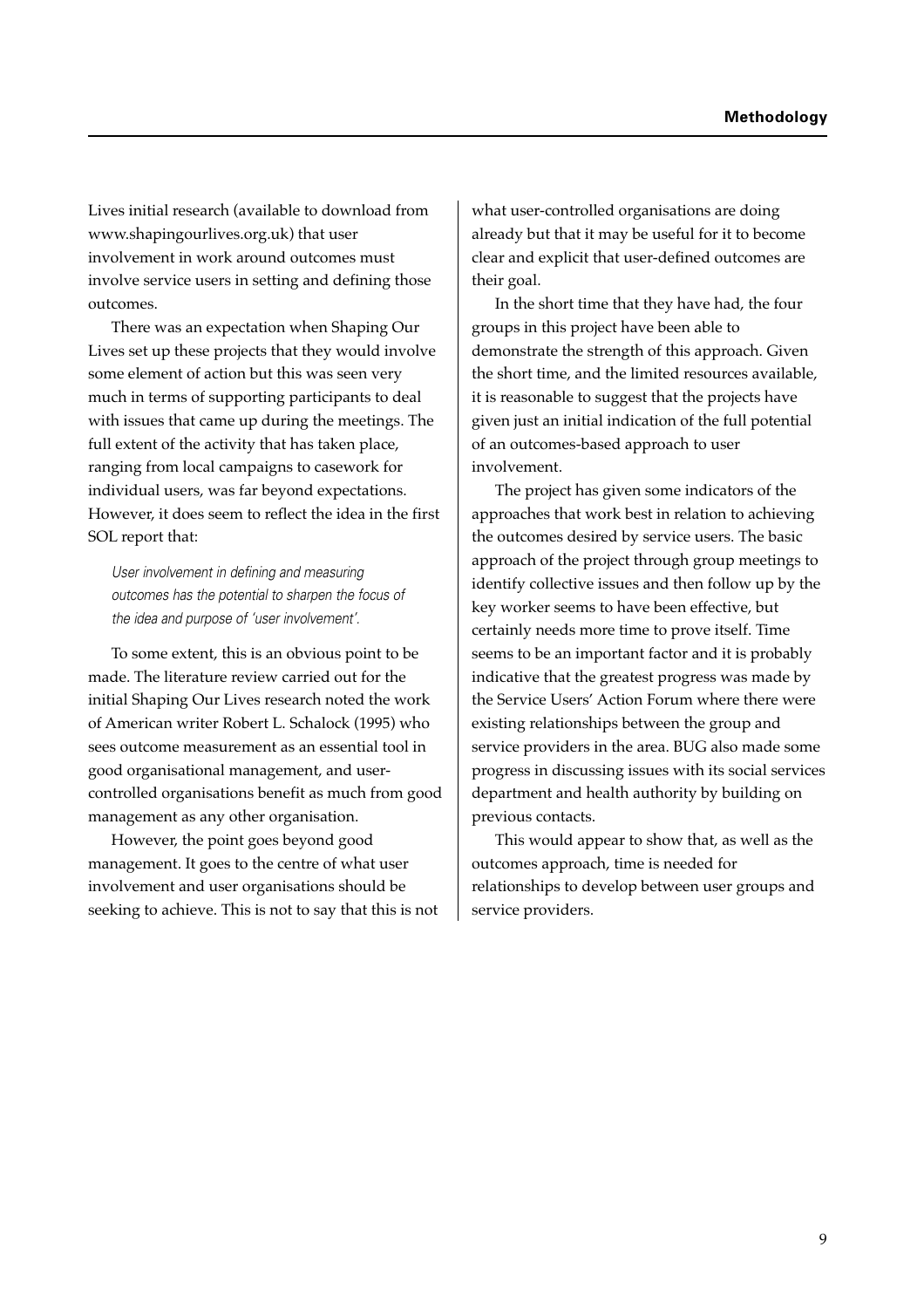Lives initial research (available to download from www.shapingourlives.org.uk) that user involvement in work around outcomes must involve service users in setting and defining those outcomes.

There was an expectation when Shaping Our Lives set up these projects that they would involve some element of action but this was seen very much in terms of supporting participants to deal with issues that came up during the meetings. The full extent of the activity that has taken place, ranging from local campaigns to casework for individual users, was far beyond expectations. However, it does seem to reflect the idea in the first SOL report that:

> *User involvement in defining and measuring outcomes has the potential to sharpen the focus of the idea and purpose of 'user involvement'.*

To some extent, this is an obvious point to be made. The literature review carried out for the initial Shaping Our Lives research noted the work of American writer Robert L. Schalock (1995) who sees outcome measurement as an essential tool in good organisational management, and user-controlled organisations benefit as much from good management as any other organisation.

However, the point goes beyond good management. It goes to the centre of what user involvement and user organisations should be seeking to achieve. This is not to say that this is not what user-controlled organisations are doing already but that it may be useful for it to become clear and explicit that user-defined outcomes are their goal.

In the short time that they have had, the four groups in this project have been able to demonstrate the strength of this approach. Given the short time, and the limited resources available, it is reasonable to suggest that the projects have given just an initial indication of the full potential of an outcomes-based approach to user involvement.

The project has given some indicators of the approaches that work best in relation to achieving the outcomes desired by service users. The basic approach of the project through group meetings to identify collective issues and then follow up by the key worker seems to have been effective, but certainly needs more time to prove itself. Time seems to be an important factor and it is probably indicative that the greatest progress was made by the Service Users' Action Forum where there were existing relationships between the group and service providers in the area. BUG also made some progress in discussing issues with its social services department and health authority by building on previous contacts.

This would appear to show that, as well as the outcomes approach, time is needed for relationships to develop between user groups and service providers.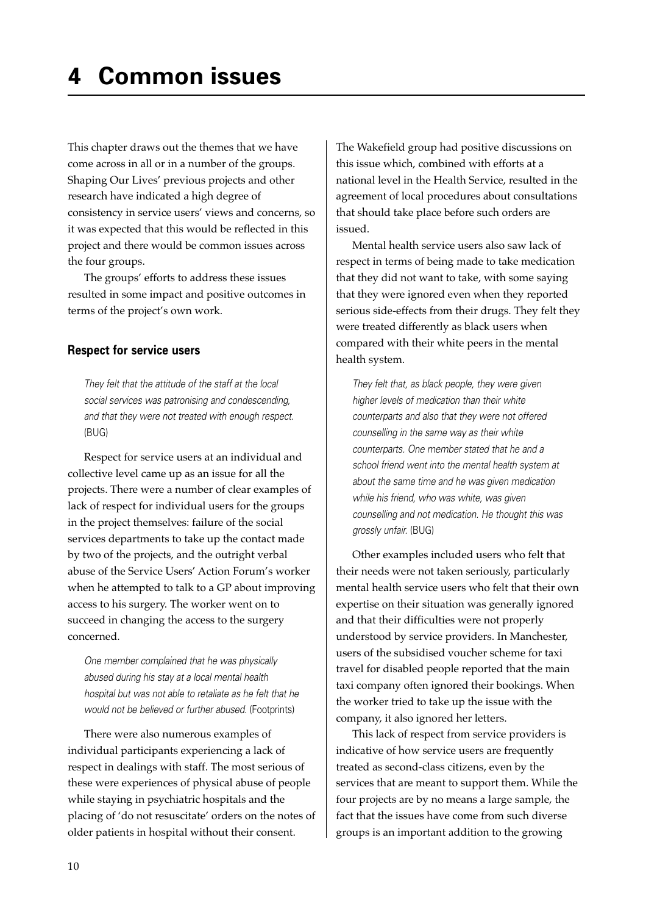# 4 Common issues

This chapter draws out the themes that we have come across in all or in a number of the groups. Shaping Our Lives' previous projects and other research have indicated a high degree of consistency in service users' views and concerns, so it was expected that this would be reflected in this project and there would be common issues across the four groups.

The groups' efforts to address these issues resulted in some impact and positive outcomes in terms of the project's own work.

## Respect for service users

> *They felt that the attitude of the staff at the local social services was patronising and condescending, and that they were not treated with enough respect.* (BUG)

Respect for service users at an individual and collective level came up as an issue for all the projects. There were a number of clear examples of lack of respect for individual users for the groups in the project themselves: failure of the social services departments to take up the contact made by two of the projects, and the outright verbal abuse of the Service Users' Action Forum's worker when he attempted to talk to a GP about improving access to his surgery. The worker went on to succeed in changing the access to the surgery concerned.

> *One member complained that he was physically abused during his stay at a local mental health hospital but was not able to retaliate as he felt that he would not be believed or further abused.* (Footprints)

There were also numerous examples of individual participants experiencing a lack of respect in dealings with staff. The most serious of these were experiences of physical abuse of people while staying in psychiatric hospitals and the placing of 'do not resuscitate' orders on the notes of older patients in hospital without their consent. The Wakefield group had positive discussions on this issue which, combined with efforts at a national level in the Health Service, resulted in the agreement of local procedures about consultations that should take place before such orders are issued.

Mental health service users also saw lack of respect in terms of being made to take medication that they did not want to take, with some saying that they were ignored even when they reported serious side-effects from their drugs. They felt they were treated differently as black users when compared with their white peers in the mental health system.

> *They felt that, as black people, they were given higher levels of medication than their white counterparts and also that they were not offered counselling in the same way as their white counterparts. One member stated that he and a school friend went into the mental health system at about the same time and he was given medication while his friend, who was white, was given counselling and not medication. He thought this was grossly unfair.* (BUG)

Other examples included users who felt that their needs were not taken seriously, particularly mental health service users who felt that their own expertise on their situation was generally ignored and that their difficulties were not properly understood by service providers. In Manchester, users of the subsidised voucher scheme for taxi travel for disabled people reported that the main taxi company often ignored their bookings. When the worker tried to take up the issue with the company, it also ignored her letters.

This lack of respect from service providers is indicative of how service users are frequently treated as second-class citizens, even by the services that are meant to support them. While the four projects are by no means a large sample, the fact that the issues have come from such diverse groups is an important addition to the growing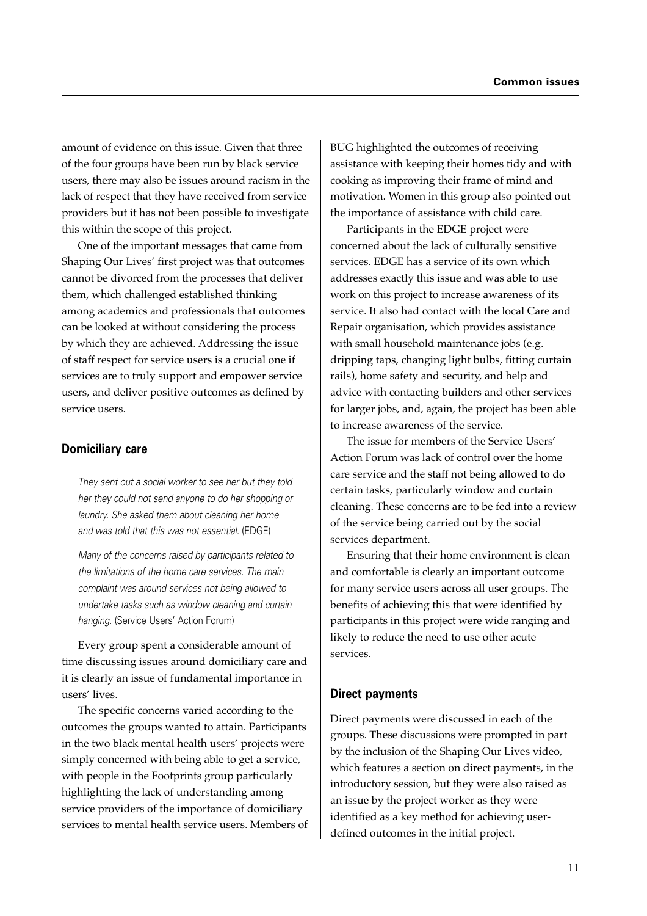amount of evidence on this issue. Given that three of the four groups have been run by black service users, there may also be issues around racism in the lack of respect that they have received from service providers but it has not been possible to investigate this within the scope of this project.

One of the important messages that came from Shaping Our Lives' first project was that outcomes cannot be divorced from the processes that deliver them, which challenged established thinking among academics and professionals that outcomes can be looked at without considering the process by which they are achieved. Addressing the issue of staff respect for service users is a crucial one if services are to truly support and empower service users, and deliver positive outcomes as defined by service users.

## Domiciliary care

*They sent out a social worker to see her but they told her they could not send anyone to do her shopping or laundry. She asked them about cleaning her home and was told that this was not essential.* (EDGE)

*Many of the concerns raised by participants related to the limitations of the home care services. The main complaint was around services not being allowed to undertake tasks such as window cleaning and curtain hanging.* (Service Users' Action Forum)

Every group spent a considerable amount of time discussing issues around domiciliary care and it is clearly an issue of fundamental importance in users' lives.

The specific concerns varied according to the outcomes the groups wanted to attain. Participants in the two black mental health users' projects were simply concerned with being able to get a service, with people in the Footprints group particularly highlighting the lack of understanding among service providers of the importance of domiciliary services to mental health service users. Members of BUG highlighted the outcomes of receiving assistance with keeping their homes tidy and with cooking as improving their frame of mind and motivation. Women in this group also pointed out the importance of assistance with child care.

Participants in the EDGE project were concerned about the lack of culturally sensitive services. EDGE has a service of its own which addresses exactly this issue and was able to use work on this project to increase awareness of its service. It also had contact with the local Care and Repair organisation, which provides assistance with small household maintenance jobs (e.g. dripping taps, changing light bulbs, fitting curtain rails), home safety and security, and help and advice with contacting builders and other services for larger jobs, and, again, the project has been able to increase awareness of the service.

The issue for members of the Service Users' Action Forum was lack of control over the home care service and the staff not being allowed to do certain tasks, particularly window and curtain cleaning. These concerns are to be fed into a review of the service being carried out by the social services department.

Ensuring that their home environment is clean and comfortable is clearly an important outcome for many service users across all user groups. The benefits of achieving this that were identified by participants in this project were wide ranging and likely to reduce the need to use other acute services.

## Direct payments

Direct payments were discussed in each of the groups. These discussions were prompted in part by the inclusion of the Shaping Our Lives video, which features a section on direct payments, in the introductory session, but they were also raised as an issue by the project worker as they were identified as a key method for achieving user-defined outcomes in the initial project.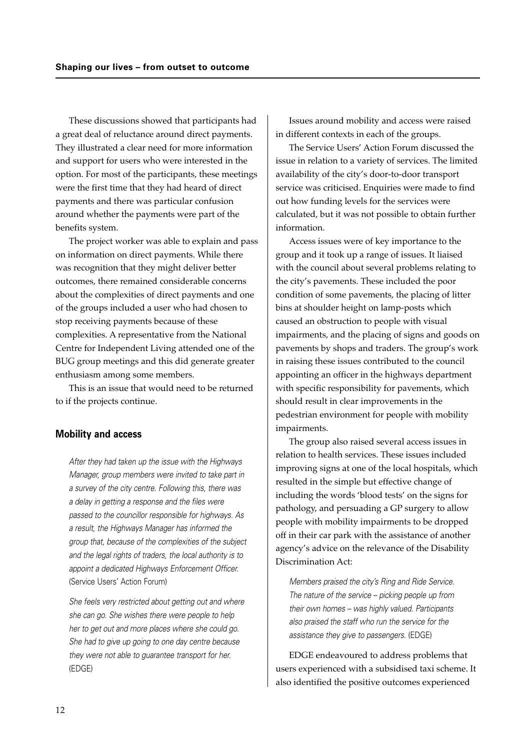These discussions showed that participants had a great deal of reluctance around direct payments. They illustrated a clear need for more information and support for users who were interested in the option. For most of the participants, these meetings were the first time that they had heard of direct payments and there was particular confusion around whether the payments were part of the benefits system.

The project worker was able to explain and pass on information on direct payments. While there was recognition that they might deliver better outcomes, there remained considerable concerns about the complexities of direct payments and one of the groups included a user who had chosen to stop receiving payments because of these complexities. A representative from the National Centre for Independent Living attended one of the BUG group meetings and this did generate greater enthusiasm among some members.

This is an issue that would need to be returned to if the projects continue.

## Mobility and access

*After they had taken up the issue with the Highways Manager, group members were invited to take part in a survey of the city centre. Following this, there was a delay in getting a response and the files were passed to the councillor responsible for highways. As a result, the Highways Manager has informed the group that, because of the complexities of the subject and the legal rights of traders, the local authority is to appoint a dedicated Highways Enforcement Officer.* (Service Users' Action Forum)

*She feels very restricted about getting out and where she can go. She wishes there were people to help her to get out and more places where she could go. She had to give up going to one day centre because they were not able to guarantee transport for her.* (EDGE)

Issues around mobility and access were raised in different contexts in each of the groups.

The Service Users' Action Forum discussed the issue in relation to a variety of services. The limited availability of the city's door-to-door transport service was criticised. Enquiries were made to find out how funding levels for the services were calculated, but it was not possible to obtain further information.

Access issues were of key importance to the group and it took up a range of issues. It liaised with the council about several problems relating to the city's pavements. These included the poor condition of some pavements, the placing of litter bins at shoulder height on lamp-posts which caused an obstruction to people with visual impairments, and the placing of signs and goods on pavements by shops and traders. The group's work in raising these issues contributed to the council appointing an officer in the highways department with specific responsibility for pavements, which should result in clear improvements in the pedestrian environment for people with mobility impairments.

The group also raised several access issues in relation to health services. These issues included improving signs at one of the local hospitals, which resulted in the simple but effective change of including the words 'blood tests' on the signs for pathology, and persuading a GP surgery to allow people with mobility impairments to be dropped off in their car park with the assistance of another agency's advice on the relevance of the Disability Discrimination Act:

*Members praised the city's Ring and Ride Service. The nature of the service – picking people up from their own homes – was highly valued. Participants also praised the staff who run the service for the assistance they give to passengers.* (EDGE)

EDGE endeavoured to address problems that users experienced with a subsidised taxi scheme. It also identified the positive outcomes experienced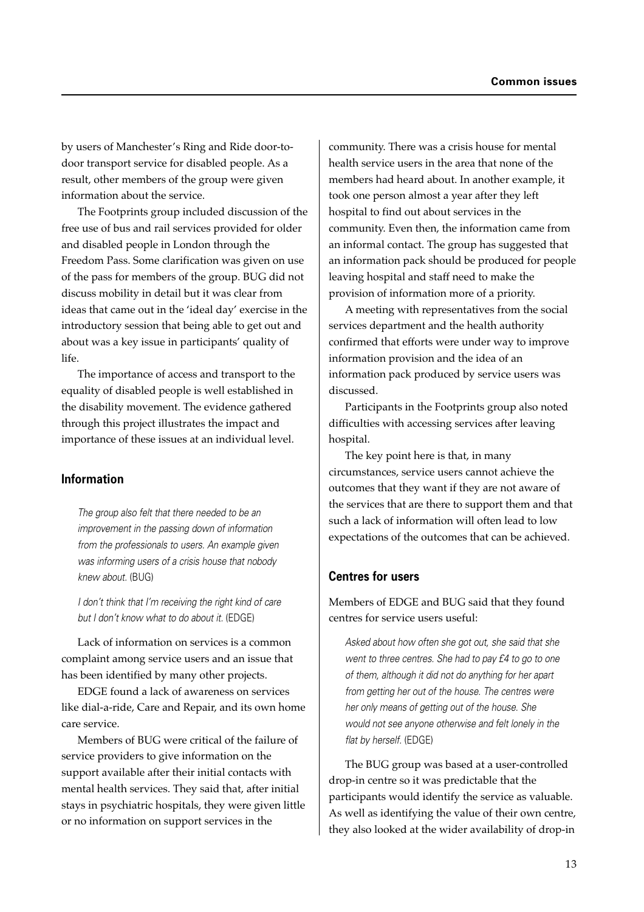by users of Manchester's Ring and Ride door-to-door transport service for disabled people. As a result, other members of the group were given information about the service.

The Footprints group included discussion of the free use of bus and rail services provided for older and disabled people in London through the Freedom Pass. Some clarification was given on use of the pass for members of the group. BUG did not discuss mobility in detail but it was clear from ideas that came out in the 'ideal day' exercise in the introductory session that being able to get out and about was a key issue in participants' quality of life.

The importance of access and transport to the equality of disabled people is well established in the disability movement. The evidence gathered through this project illustrates the impact and importance of these issues at an individual level.

## Information

*The group also felt that there needed to be an improvement in the passing down of information from the professionals to users. An example given was informing users of a crisis house that nobody knew about.* (BUG)

*I don't think that I'm receiving the right kind of care but I don't know what to do about it.* (EDGE)

Lack of information on services is a common complaint among service users and an issue that has been identified by many other projects.

EDGE found a lack of awareness on services like dial-a-ride, Care and Repair, and its own home care service.

Members of BUG were critical of the failure of service providers to give information on the support available after their initial contacts with mental health services. They said that, after initial stays in psychiatric hospitals, they were given little or no information on support services in the community. There was a crisis house for mental health service users in the area that none of the members had heard about. In another example, it took one person almost a year after they left hospital to find out about services in the community. Even then, the information came from an informal contact. The group has suggested that an information pack should be produced for people leaving hospital and staff need to make the provision of information more of a priority.

A meeting with representatives from the social services department and the health authority confirmed that efforts were under way to improve information provision and the idea of an information pack produced by service users was discussed.

Participants in the Footprints group also noted difficulties with accessing services after leaving hospital.

The key point here is that, in many circumstances, service users cannot achieve the outcomes that they want if they are not aware of the services that are there to support them and that such a lack of information will often lead to low expectations of the outcomes that can be achieved.

## Centres for users

Members of EDGE and BUG said that they found centres for service users useful:

*Asked about how often she got out, she said that she went to three centres. She had to pay £4 to go to one of them, although it did not do anything for her apart from getting her out of the house. The centres were her only means of getting out of the house. She would not see anyone otherwise and felt lonely in the flat by herself.* (EDGE)

The BUG group was based at a user-controlled drop-in centre so it was predictable that the participants would identify the service as valuable. As well as identifying the value of their own centre, they also looked at the wider availability of drop-in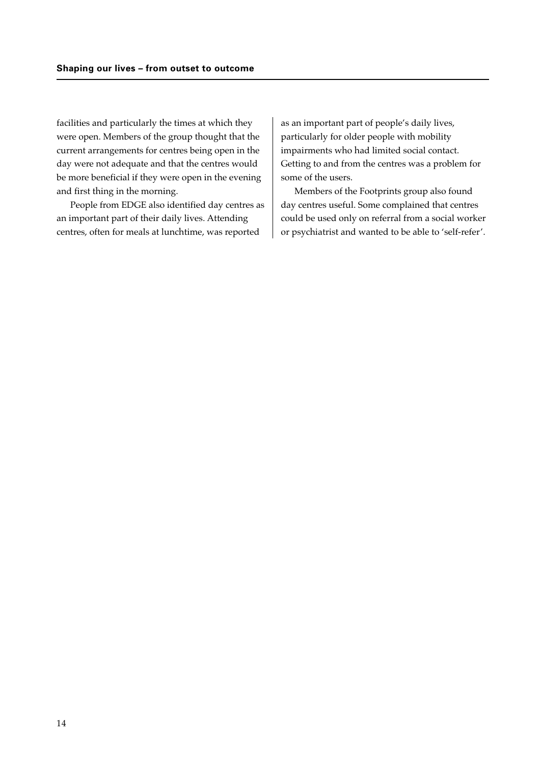facilities and particularly the times at which they were open. Members of the group thought that the current arrangements for centres being open in the day were not adequate and that the centres would be more beneficial if they were open in the evening and first thing in the morning.

People from EDGE also identified day centres as an important part of their daily lives. Attending centres, often for meals at lunchtime, was reported as an important part of people's daily lives, particularly for older people with mobility impairments who had limited social contact. Getting to and from the centres was a problem for some of the users.

Members of the Footprints group also found day centres useful. Some complained that centres could be used only on referral from a social worker or psychiatrist and wanted to be able to 'self-refer'.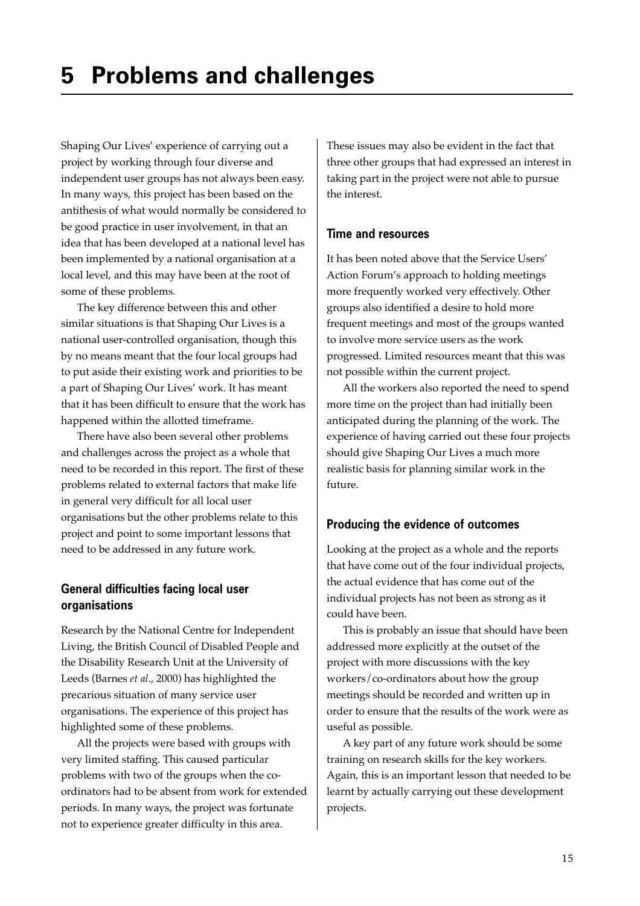# 5 Problems and challenges

Shaping Our Lives' experience of carrying out a project by working through four diverse and independent user groups has not always been easy. In many ways, this project has been based on the antithesis of what would normally be considered to be good practice in user involvement, in that an idea that has been developed at a national level has been implemented by a national organisation at a local level, and this may have been at the root of some of these problems.

The key difference between this and other similar situations is that Shaping Our Lives is a national user-controlled organisation, though this by no means meant that the four local groups had to put aside their existing work and priorities to be a part of Shaping Our Lives' work. It has meant that it has been difficult to ensure that the work has happened within the allotted timeframe.

There have also been several other problems and challenges across the project as a whole that need to be recorded in this report. The first of these problems related to external factors that make life in general very difficult for all local user organisations but the other problems relate to this project and point to some important lessons that need to be addressed in any future work.

## General difficulties facing local user organisations

Research by the National Centre for Independent Living, the British Council of Disabled People and the Disability Research Unit at the University of Leeds (Barnes *et al*., 2000) has highlighted the precarious situation of many service user organisations. The experience of this project has highlighted some of these problems.

All the projects were based with groups with very limited staffing. This caused particular problems with two of the groups when the co-ordinators had to be absent from work for extended periods. In many ways, the project was fortunate not to experience greater difficulty in this area.

These issues may also be evident in the fact that three other groups that had expressed an interest in taking part in the project were not able to pursue the interest.

## Time and resources

It has been noted above that the Service Users' Action Forum's approach to holding meetings more frequently worked very effectively. Other groups also identified a desire to hold more frequent meetings and most of the groups wanted to involve more service users as the work progressed. Limited resources meant that this was not possible within the current project.

All the workers also reported the need to spend more time on the project than had initially been anticipated during the planning of the work. The experience of having carried out these four projects should give Shaping Our Lives a much more realistic basis for planning similar work in the future.

## Producing the evidence of outcomes

Looking at the project as a whole and the reports that have come out of the four individual projects, the actual evidence that has come out of the individual projects has not been as strong as it could have been.

This is probably an issue that should have been addressed more explicitly at the outset of the project with more discussions with the key workers/co-ordinators about how the group meetings should be recorded and written up in order to ensure that the results of the work were as useful as possible.

A key part of any future work should be some training on research skills for the key workers. Again, this is an important lesson that needed to be learnt by actually carrying out these development projects.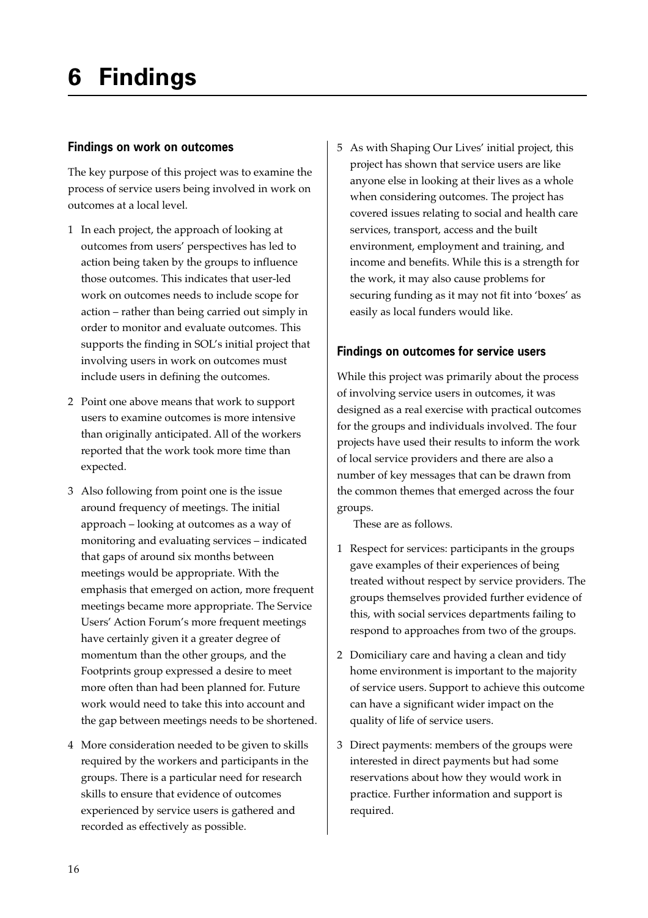# 6 Findings

## Findings on work on outcomes

The key purpose of this project was to examine the process of service users being involved in work on outcomes at a local level.

1. In each project, the approach of looking at outcomes from users' perspectives has led to action being taken by the groups to influence those outcomes. This indicates that user-led work on outcomes needs to include scope for action – rather than being carried out simply in order to monitor and evaluate outcomes. This supports the finding in SOL's initial project that involving users in work on outcomes must include users in defining the outcomes.
2. Point one above means that work to support users to examine outcomes is more intensive than originally anticipated. All of the workers reported that the work took more time than expected.
3. Also following from point one is the issue around frequency of meetings. The initial approach – looking at outcomes as a way of monitoring and evaluating services – indicated that gaps of around six months between meetings would be appropriate. With the emphasis that emerged on action, more frequent meetings became more appropriate. The Service Users' Action Forum's more frequent meetings have certainly given it a greater degree of momentum than the other groups, and the Footprints group expressed a desire to meet more often than had been planned for. Future work would need to take this into account and the gap between meetings needs to be shortened.
4. More consideration needed to be given to skills required by the workers and participants in the groups. There is a particular need for research skills to ensure that evidence of outcomes experienced by service users is gathered and recorded as effectively as possible.
5. As with Shaping Our Lives' initial project, this project has shown that service users are like anyone else in looking at their lives as a whole when considering outcomes. The project has covered issues relating to social and health care services, transport, access and the built environment, employment and training, and income and benefits. While this is a strength for the work, it may also cause problems for securing funding as it may not fit into 'boxes' as easily as local funders would like.

## Findings on outcomes for service users

While this project was primarily about the process of involving service users in outcomes, it was designed as a real exercise with practical outcomes for the groups and individuals involved. The four projects have used their results to inform the work of local service providers and there are also a number of key messages that can be drawn from the common themes that emerged across the four groups.

These are as follows.

1. Respect for services: participants in the groups gave examples of their experiences of being treated without respect by service providers. The groups themselves provided further evidence of this, with social services departments failing to respond to approaches from two of the groups.
2. Domiciliary care and having a clean and tidy home environment is important to the majority of service users. Support to achieve this outcome can have a significant wider impact on the quality of life of service users.
3. Direct payments: members of the groups were interested in direct payments but had some reservations about how they would work in practice. Further information and support is required.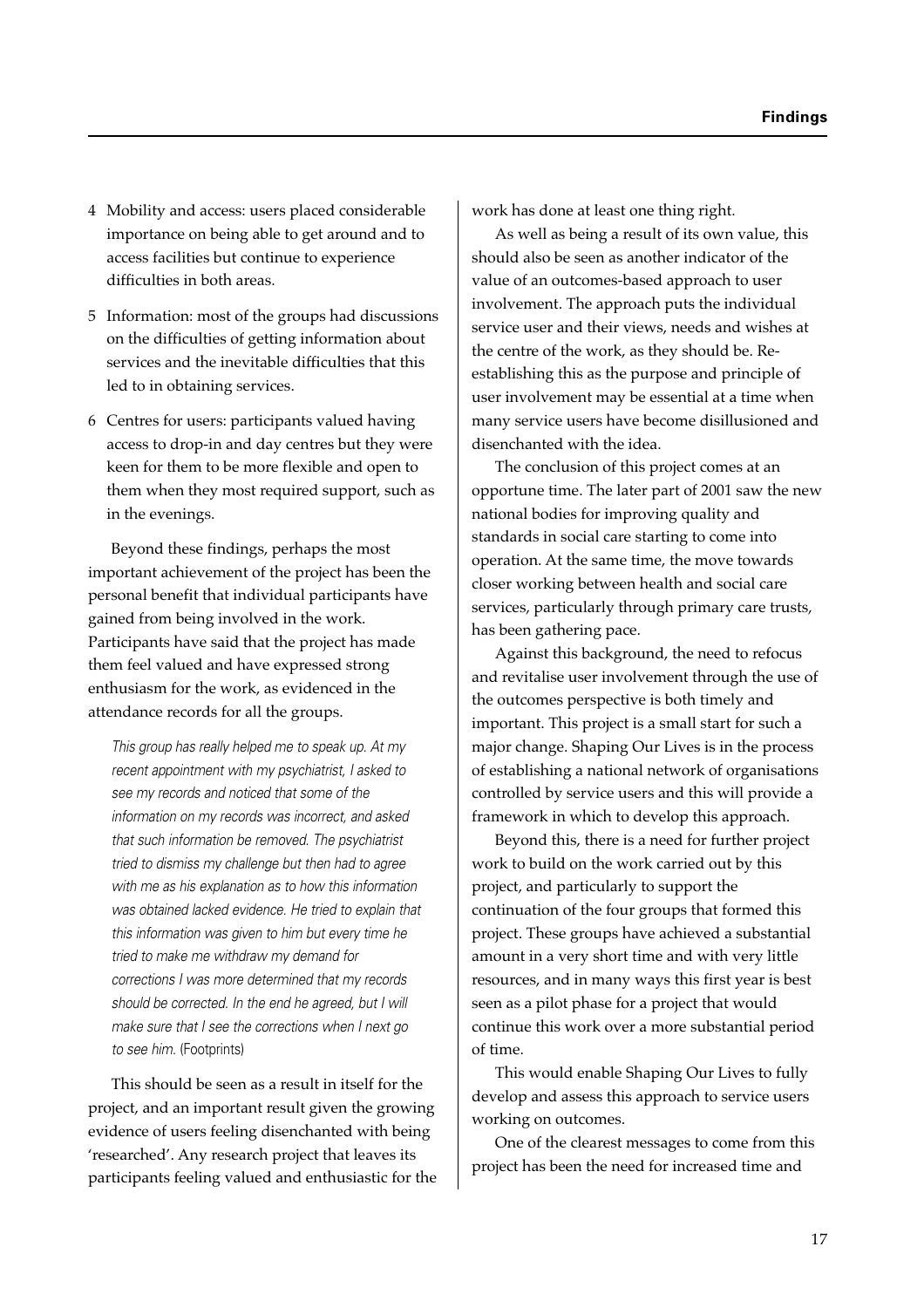4. Mobility and access: users placed considerable importance on being able to get around and to access facilities but continue to experience difficulties in both areas.

5. Information: most of the groups had discussions on the difficulties of getting information about services and the inevitable difficulties that this led to in obtaining services.

6. Centres for users: participants valued having access to drop-in and day centres but they were keen for them to be more flexible and open to them when they most required support, such as in the evenings.

Beyond these findings, perhaps the most important achievement of the project has been the personal benefit that individual participants have gained from being involved in the work. Participants have said that the project has made them feel valued and have expressed strong enthusiasm for the work, as evidenced in the attendance records for all the groups.

> *This group has really helped me to speak up. At my recent appointment with my psychiatrist, I asked to see my records and noticed that some of the information on my records was incorrect, and asked that such information be removed. The psychiatrist tried to dismiss my challenge but then had to agree with me as his explanation as to how this information was obtained lacked evidence. He tried to explain that this information was given to him but every time he tried to make me withdraw my demand for corrections I was more determined that my records should be corrected. In the end he agreed, but I will make sure that I see the corrections when I next go to see him.* (Footprints)

This should be seen as a result in itself for the project, and an important result given the growing evidence of users feeling disenchanted with being 'researched'. Any research project that leaves its participants feeling valued and enthusiastic for the work has done at least one thing right.

As well as being a result of its own value, this should also be seen as another indicator of the value of an outcomes-based approach to user involvement. The approach puts the individual service user and their views, needs and wishes at the centre of the work, as they should be. Re-establishing this as the purpose and principle of user involvement may be essential at a time when many service users have become disillusioned and disenchanted with the idea.

The conclusion of this project comes at an opportune time. The later part of 2001 saw the new national bodies for improving quality and standards in social care starting to come into operation. At the same time, the move towards closer working between health and social care services, particularly through primary care trusts, has been gathering pace.

Against this background, the need to refocus and revitalise user involvement through the use of the outcomes perspective is both timely and important. This project is a small start for such a major change. Shaping Our Lives is in the process of establishing a national network of organisations controlled by service users and this will provide a framework in which to develop this approach.

Beyond this, there is a need for further project work to build on the work carried out by this project, and particularly to support the continuation of the four groups that formed this project. These groups have achieved a substantial amount in a very short time and with very little resources, and in many ways this first year is best seen as a pilot phase for a project that would continue this work over a more substantial period of time.

This would enable Shaping Our Lives to fully develop and assess this approach to service users working on outcomes.

One of the clearest messages to come from this project has been the need for increased time and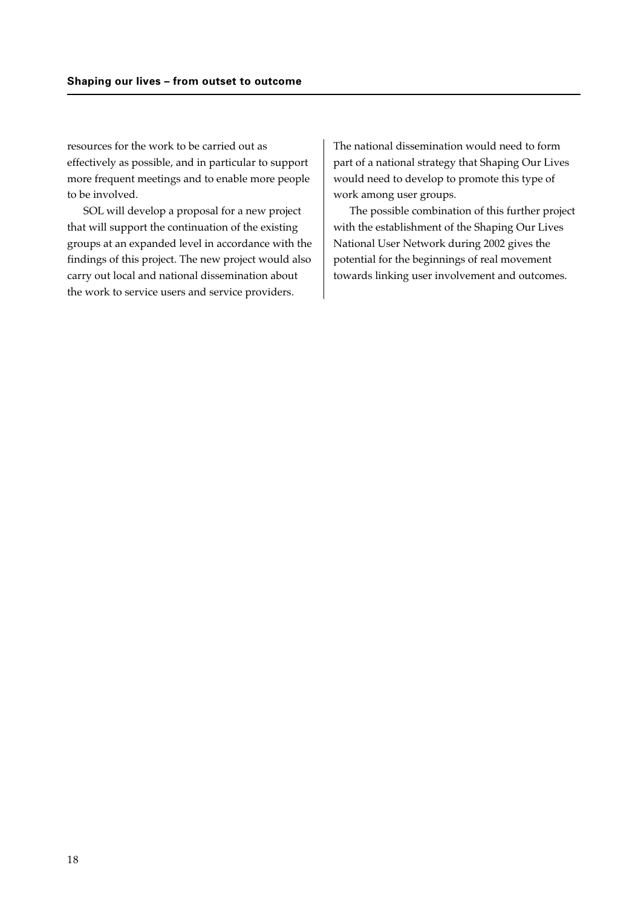resources for the work to be carried out as effectively as possible, and in particular to support more frequent meetings and to enable more people to be involved.

SOL will develop a proposal for a new project that will support the continuation of the existing groups at an expanded level in accordance with the findings of this project. The new project would also carry out local and national dissemination about the work to service users and service providers.

The national dissemination would need to form part of a national strategy that Shaping Our Lives would need to develop to promote this type of work among user groups.

The possible combination of this further project with the establishment of the Shaping Our Lives National User Network during 2002 gives the potential for the beginnings of real movement towards linking user involvement and outcomes.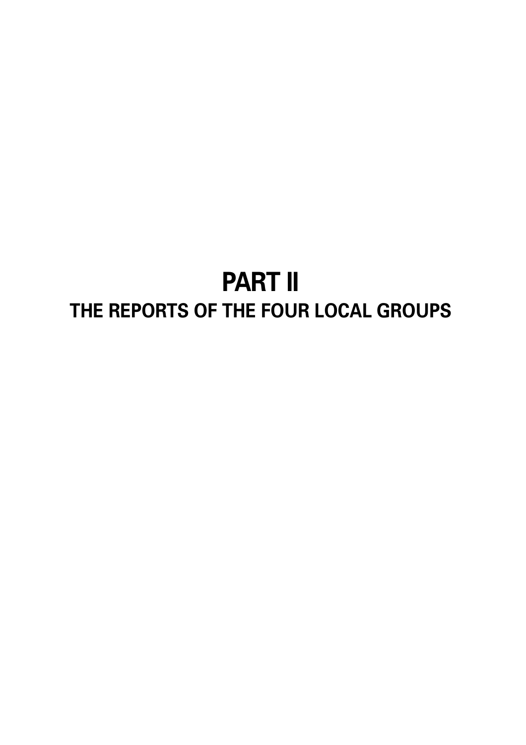# PART II

## THE REPORTS OF THE FOUR LOCAL GROUPS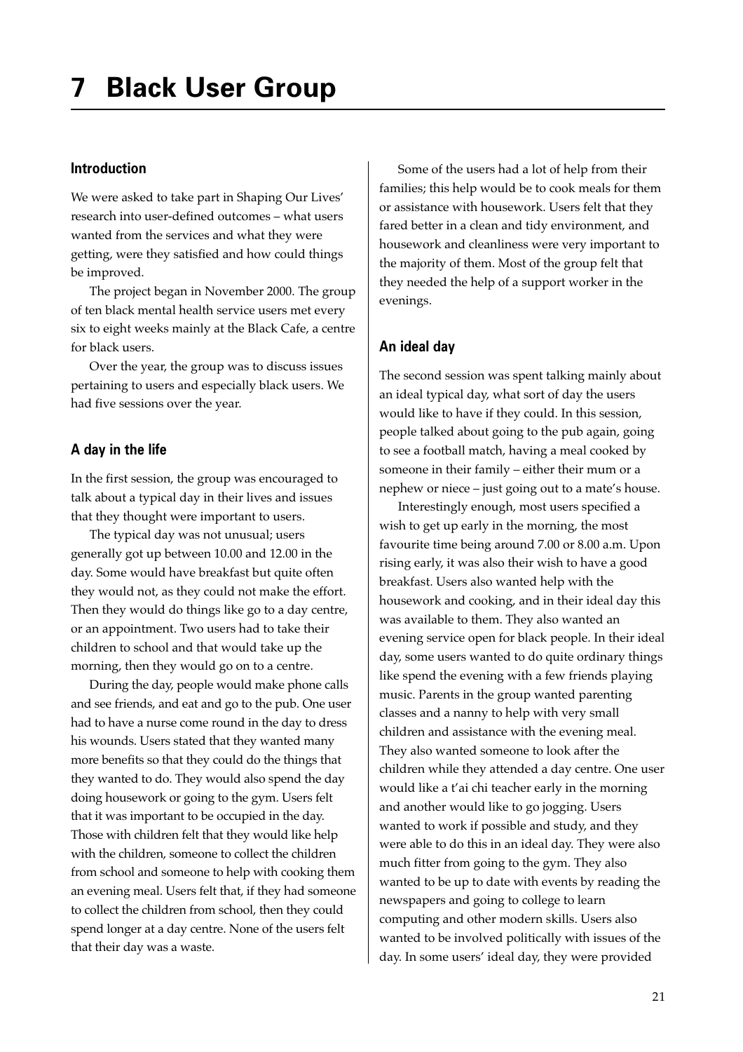# 7 Black User Group

## Introduction

We were asked to take part in Shaping Our Lives' research into user-defined outcomes – what users wanted from the services and what they were getting, were they satisfied and how could things be improved.

The project began in November 2000. The group of ten black mental health service users met every six to eight weeks mainly at the Black Cafe, a centre for black users.

Over the year, the group was to discuss issues pertaining to users and especially black users. We had five sessions over the year.

## A day in the life

In the first session, the group was encouraged to talk about a typical day in their lives and issues that they thought were important to users.

The typical day was not unusual; users generally got up between 10.00 and 12.00 in the day. Some would have breakfast but quite often they would not, as they could not make the effort. Then they would do things like go to a day centre, or an appointment. Two users had to take their children to school and that would take up the morning, then they would go on to a centre.

During the day, people would make phone calls and see friends, and eat and go to the pub. One user had to have a nurse come round in the day to dress his wounds. Users stated that they wanted many more benefits so that they could do the things that they wanted to do. They would also spend the day doing housework or going to the gym. Users felt that it was important to be occupied in the day. Those with children felt that they would like help with the children, someone to collect the children from school and someone to help with cooking them an evening meal. Users felt that, if they had someone to collect the children from school, then they could spend longer at a day centre. None of the users felt that their day was a waste.

Some of the users had a lot of help from their families; this help would be to cook meals for them or assistance with housework. Users felt that they fared better in a clean and tidy environment, and housework and cleanliness were very important to the majority of them. Most of the group felt that they needed the help of a support worker in the evenings.

## An ideal day

The second session was spent talking mainly about an ideal typical day, what sort of day the users would like to have if they could. In this session, people talked about going to the pub again, going to see a football match, having a meal cooked by someone in their family – either their mum or a nephew or niece – just going out to a mate's house.

Interestingly enough, most users specified a wish to get up early in the morning, the most favourite time being around 7.00 or 8.00 a.m. Upon rising early, it was also their wish to have a good breakfast. Users also wanted help with the housework and cooking, and in their ideal day this was available to them. They also wanted an evening service open for black people. In their ideal day, some users wanted to do quite ordinary things like spend the evening with a few friends playing music. Parents in the group wanted parenting classes and a nanny to help with very small children and assistance with the evening meal. They also wanted someone to look after the children while they attended a day centre. One user would like a t'ai chi teacher early in the morning and another would like to go jogging. Users wanted to work if possible and study, and they were able to do this in an ideal day. They were also much fitter from going to the gym. They also wanted to be up to date with events by reading the newspapers and going to college to learn computing and other modern skills. Users also wanted to be involved politically with issues of the day. In some users' ideal day, they were provided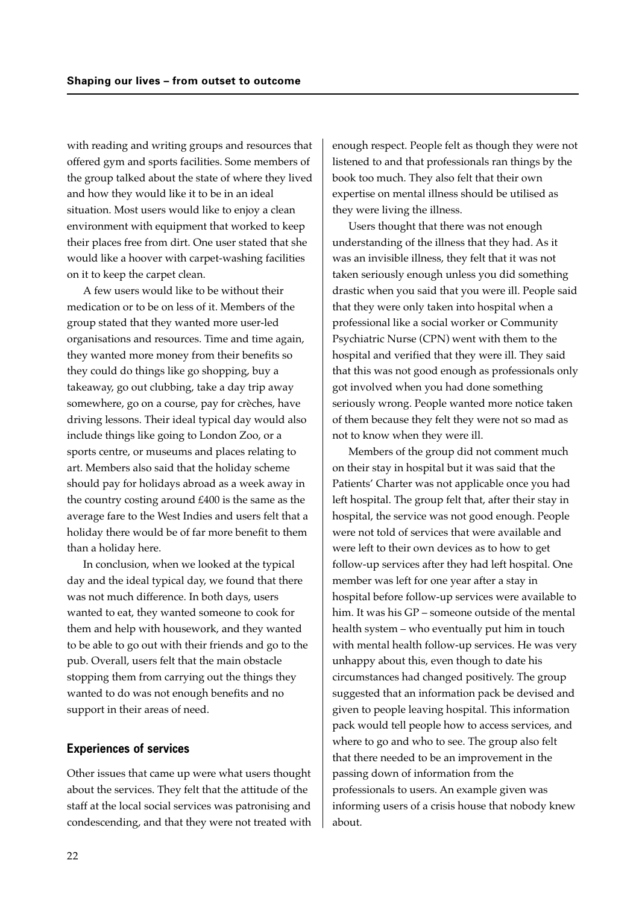with reading and writing groups and resources that offered gym and sports facilities. Some members of the group talked about the state of where they lived and how they would like it to be in an ideal situation. Most users would like to enjoy a clean environment with equipment that worked to keep their places free from dirt. One user stated that she would like a hoover with carpet-washing facilities on it to keep the carpet clean.

A few users would like to be without their medication or to be on less of it. Members of the group stated that they wanted more user-led organisations and resources. Time and time again, they wanted more money from their benefits so they could do things like go shopping, buy a takeaway, go out clubbing, take a day trip away somewhere, go on a course, pay for crèches, have driving lessons. Their ideal typical day would also include things like going to London Zoo, or a sports centre, or museums and places relating to art. Members also said that the holiday scheme should pay for holidays abroad as a week away in the country costing around £400 is the same as the average fare to the West Indies and users felt that a holiday there would be of far more benefit to them than a holiday here.

In conclusion, when we looked at the typical day and the ideal typical day, we found that there was not much difference. In both days, users wanted to eat, they wanted someone to cook for them and help with housework, and they wanted to be able to go out with their friends and go to the pub. Overall, users felt that the main obstacle stopping them from carrying out the things they wanted to do was not enough benefits and no support in their areas of need.

### Experiences of services

Other issues that came up were what users thought about the services. They felt that the attitude of the staff at the local social services was patronising and condescending, and that they were not treated with enough respect. People felt as though they were not listened to and that professionals ran things by the book too much. They also felt that their own expertise on mental illness should be utilised as they were living the illness.

Users thought that there was not enough understanding of the illness that they had. As it was an invisible illness, they felt that it was not taken seriously enough unless you did something drastic when you said that you were ill. People said that they were only taken into hospital when a professional like a social worker or Community Psychiatric Nurse (CPN) went with them to the hospital and verified that they were ill. They said that this was not good enough as professionals only got involved when you had done something seriously wrong. People wanted more notice taken of them because they felt they were not so mad as not to know when they were ill.

Members of the group did not comment much on their stay in hospital but it was said that the Patients' Charter was not applicable once you had left hospital. The group felt that, after their stay in hospital, the service was not good enough. People were not told of services that were available and were left to their own devices as to how to get follow-up services after they had left hospital. One member was left for one year after a stay in hospital before follow-up services were available to him. It was his GP – someone outside of the mental health system – who eventually put him in touch with mental health follow-up services. He was very unhappy about this, even though to date his circumstances had changed positively. The group suggested that an information pack be devised and given to people leaving hospital. This information pack would tell people how to access services, and where to go and who to see. The group also felt that there needed to be an improvement in the passing down of information from the professionals to users. An example given was informing users of a crisis house that nobody knew about.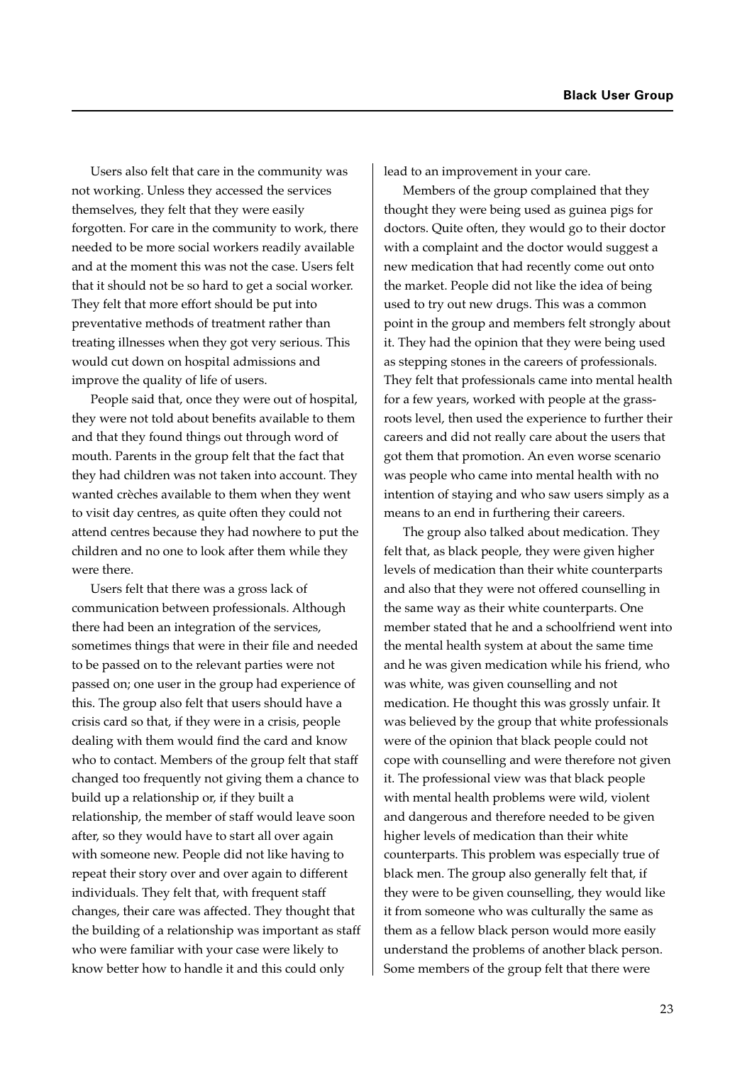Users also felt that care in the community was not working. Unless they accessed the services themselves, they felt that they were easily forgotten. For care in the community to work, there needed to be more social workers readily available and at the moment this was not the case. Users felt that it should not be so hard to get a social worker. They felt that more effort should be put into preventative methods of treatment rather than treating illnesses when they got very serious. This would cut down on hospital admissions and improve the quality of life of users.

People said that, once they were out of hospital, they were not told about benefits available to them and that they found things out through word of mouth. Parents in the group felt that the fact that they had children was not taken into account. They wanted crèches available to them when they went to visit day centres, as quite often they could not attend centres because they had nowhere to put the children and no one to look after them while they were there.

Users felt that there was a gross lack of communication between professionals. Although there had been an integration of the services, sometimes things that were in their file and needed to be passed on to the relevant parties were not passed on; one user in the group had experience of this. The group also felt that users should have a crisis card so that, if they were in a crisis, people dealing with them would find the card and know who to contact. Members of the group felt that staff changed too frequently not giving them a chance to build up a relationship or, if they built a relationship, the member of staff would leave soon after, so they would have to start all over again with someone new. People did not like having to repeat their story over and over again to different individuals. They felt that, with frequent staff changes, their care was affected. They thought that the building of a relationship was important as staff who were familiar with your case were likely to know better how to handle it and this could only lead to an improvement in your care.

Members of the group complained that they thought they were being used as guinea pigs for doctors. Quite often, they would go to their doctor with a complaint and the doctor would suggest a new medication that had recently come out onto the market. People did not like the idea of being used to try out new drugs. This was a common point in the group and members felt strongly about it. They had the opinion that they were being used as stepping stones in the careers of professionals. They felt that professionals came into mental health for a few years, worked with people at the grass-roots level, then used the experience to further their careers and did not really care about the users that got them that promotion. An even worse scenario was people who came into mental health with no intention of staying and who saw users simply as a means to an end in furthering their careers.

The group also talked about medication. They felt that, as black people, they were given higher levels of medication than their white counterparts and also that they were not offered counselling in the same way as their white counterparts. One member stated that he and a schoolfriend went into the mental health system at about the same time and he was given medication while his friend, who was white, was given counselling and not medication. He thought this was grossly unfair. It was believed by the group that white professionals were of the opinion that black people could not cope with counselling and were therefore not given it. The professional view was that black people with mental health problems were wild, violent and dangerous and therefore needed to be given higher levels of medication than their white counterparts. This problem was especially true of black men. The group also generally felt that, if they were to be given counselling, they would like it from someone who was culturally the same as them as a fellow black person would more easily understand the problems of another black person. Some members of the group felt that there were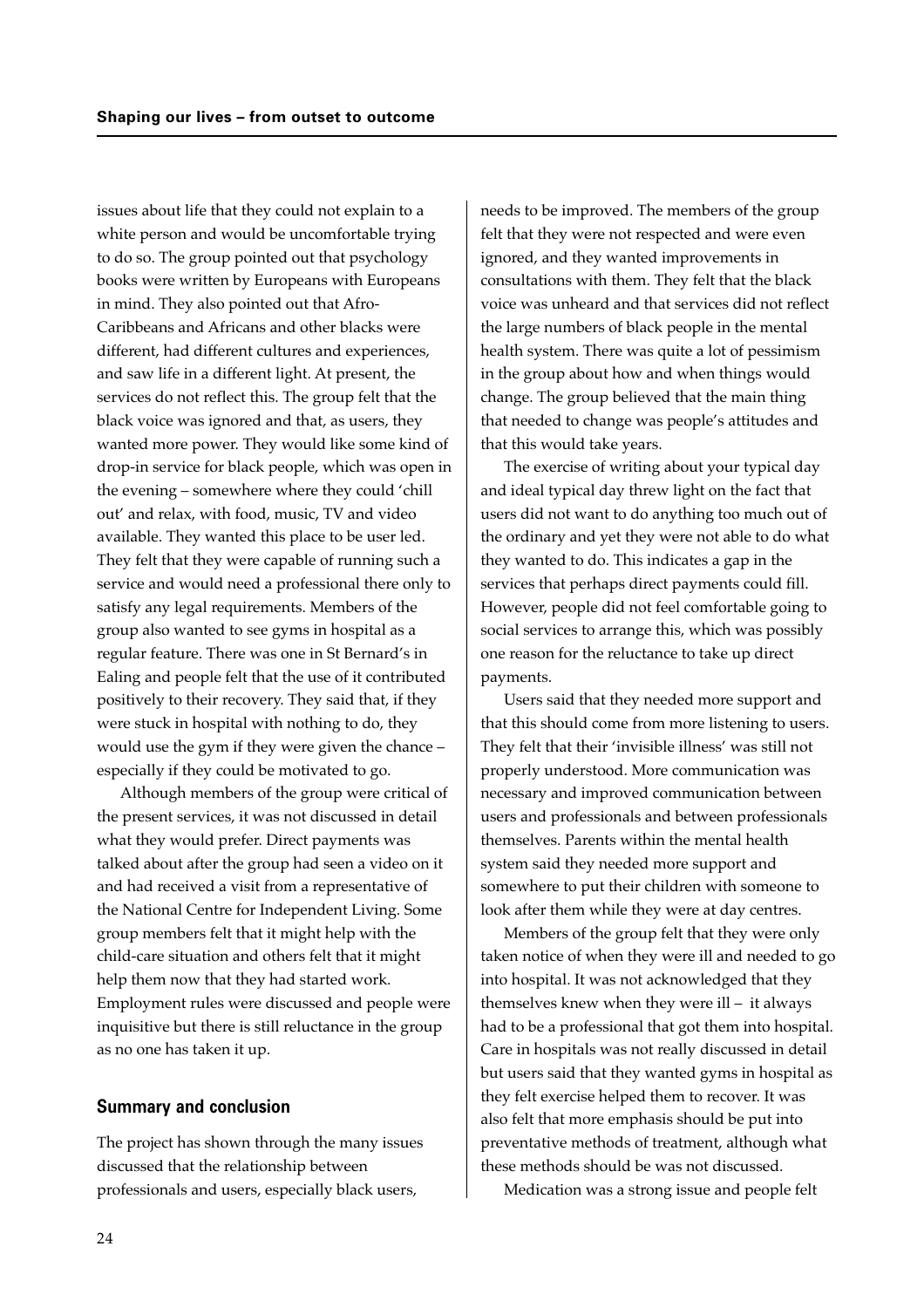issues about life that they could not explain to a white person and would be uncomfortable trying to do so. The group pointed out that psychology books were written by Europeans with Europeans in mind. They also pointed out that Afro-Caribbeans and Africans and other blacks were different, had different cultures and experiences, and saw life in a different light. At present, the services do not reflect this. The group felt that the black voice was ignored and that, as users, they wanted more power. They would like some kind of drop-in service for black people, which was open in the evening – somewhere where they could 'chill out' and relax, with food, music, TV and video available. They wanted this place to be user led. They felt that they were capable of running such a service and would need a professional there only to satisfy any legal requirements. Members of the group also wanted to see gyms in hospital as a regular feature. There was one in St Bernard's in Ealing and people felt that the use of it contributed positively to their recovery. They said that, if they were stuck in hospital with nothing to do, they would use the gym if they were given the chance – especially if they could be motivated to go.

Although members of the group were critical of the present services, it was not discussed in detail what they would prefer. Direct payments was talked about after the group had seen a video on it and had received a visit from a representative of the National Centre for Independent Living. Some group members felt that it might help with the child-care situation and others felt that it might help them now that they had started work. Employment rules were discussed and people were inquisitive but there is still reluctance in the group as no one has taken it up.

## Summary and conclusion

The project has shown through the many issues discussed that the relationship between professionals and users, especially black users, needs to be improved. The members of the group felt that they were not respected and were even ignored, and they wanted improvements in consultations with them. They felt that the black voice was unheard and that services did not reflect the large numbers of black people in the mental health system. There was quite a lot of pessimism in the group about how and when things would change. The group believed that the main thing that needed to change was people's attitudes and that this would take years.

The exercise of writing about your typical day and ideal typical day threw light on the fact that users did not want to do anything too much out of the ordinary and yet they were not able to do what they wanted to do. This indicates a gap in the services that perhaps direct payments could fill. However, people did not feel comfortable going to social services to arrange this, which was possibly one reason for the reluctance to take up direct payments.

Users said that they needed more support and that this should come from more listening to users. They felt that their 'invisible illness' was still not properly understood. More communication was necessary and improved communication between users and professionals and between professionals themselves. Parents within the mental health system said they needed more support and somewhere to put their children with someone to look after them while they were at day centres.

Members of the group felt that they were only taken notice of when they were ill and needed to go into hospital. It was not acknowledged that they themselves knew when they were ill – it always had to be a professional that got them into hospital. Care in hospitals was not really discussed in detail but users said that they wanted gyms in hospital as they felt exercise helped them to recover. It was also felt that more emphasis should be put into preventative methods of treatment, although what these methods should be was not discussed.

Medication was a strong issue and people felt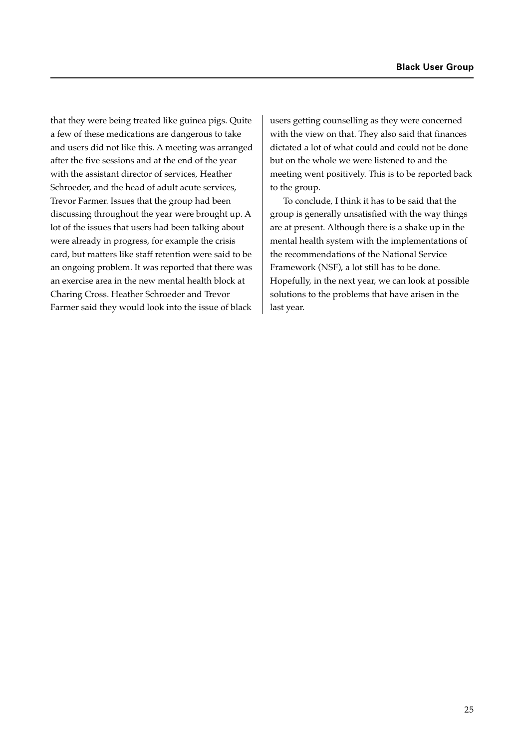that they were being treated like guinea pigs. Quite a few of these medications are dangerous to take and users did not like this. A meeting was arranged after the five sessions and at the end of the year with the assistant director of services, Heather Schroeder, and the head of adult acute services, Trevor Farmer. Issues that the group had been discussing throughout the year were brought up. A lot of the issues that users had been talking about were already in progress, for example the crisis card, but matters like staff retention were said to be an ongoing problem. It was reported that there was an exercise area in the new mental health block at Charing Cross. Heather Schroeder and Trevor Farmer said they would look into the issue of black users getting counselling as they were concerned with the view on that. They also said that finances dictated a lot of what could and could not be done but on the whole we were listened to and the meeting went positively. This is to be reported back to the group.

To conclude, I think it has to be said that the group is generally unsatisfied with the way things are at present. Although there is a shake up in the mental health system with the implementations of the recommendations of the National Service Framework (NSF), a lot still has to be done. Hopefully, in the next year, we can look at possible solutions to the problems that have arisen in the last year.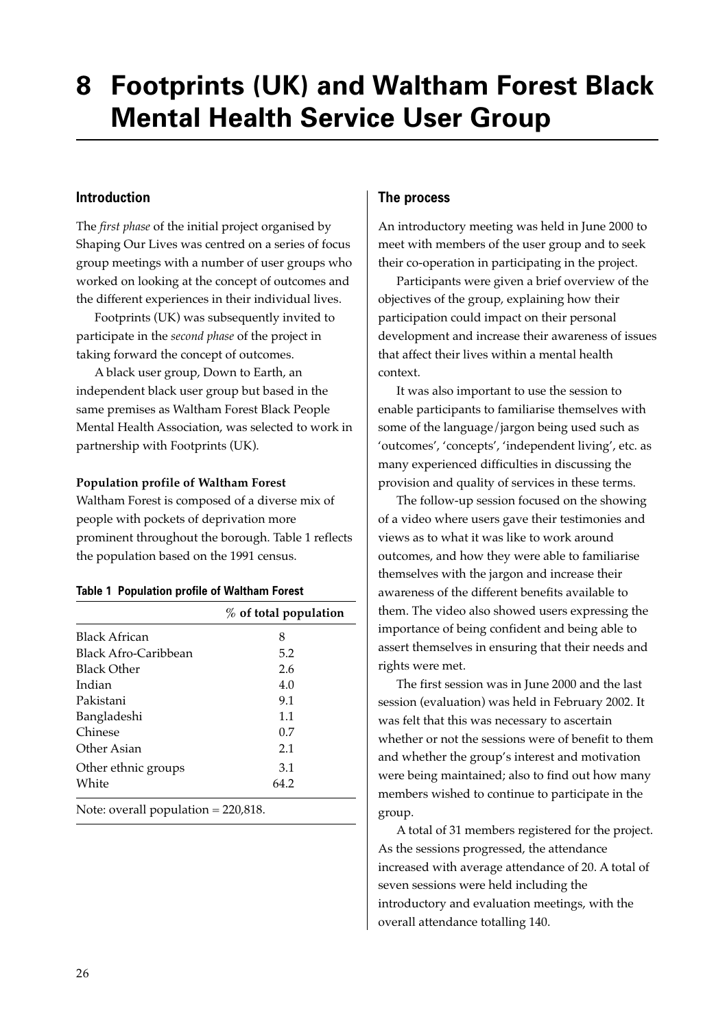# 8 Footprints (UK) and Waltham Forest Black Mental Health Service User Group

## Introduction

The *first phase* of the initial project organised by Shaping Our Lives was centred on a series of focus group meetings with a number of user groups who worked on looking at the concept of outcomes and the different experiences in their individual lives.

Footprints (UK) was subsequently invited to participate in the *second phase* of the project in taking forward the concept of outcomes.

A black user group, Down to Earth, an independent black user group but based in the same premises as Waltham Forest Black People Mental Health Association, was selected to work in partnership with Footprints (UK).

**Population profile of Waltham Forest**

Waltham Forest is composed of a diverse mix of people with pockets of deprivation more prominent throughout the borough. Table 1 reflects the population based on the 1991 census.

**Table 1 Population profile of Waltham Forest**

| | % of total population |
|---|---|
| Black African | 8 |
| Black Afro-Caribbean | 5.2 |
| Black Other | 2.6 |
| Indian | 4.0 |
| Pakistani | 9.1 |
| Bangladeshi | 1.1 |
| Chinese | 0.7 |
| Other Asian | 2.1 |
| Other ethnic groups | 3.1 |
| White | 64.2 |

Note: overall population = 220,818.

## The process

An introductory meeting was held in June 2000 to meet with members of the user group and to seek their co-operation in participating in the project.

Participants were given a brief overview of the objectives of the group, explaining how their participation could impact on their personal development and increase their awareness of issues that affect their lives within a mental health context.

It was also important to use the session to enable participants to familiarise themselves with some of the language/jargon being used such as 'outcomes', 'concepts', 'independent living', etc. as many experienced difficulties in discussing the provision and quality of services in these terms.

The follow-up session focused on the showing of a video where users gave their testimonies and views as to what it was like to work around outcomes, and how they were able to familiarise themselves with the jargon and increase their awareness of the different benefits available to them. The video also showed users expressing the importance of being confident and being able to assert themselves in ensuring that their needs and rights were met.

The first session was in June 2000 and the last session (evaluation) was held in February 2002. It was felt that this was necessary to ascertain whether or not the sessions were of benefit to them and whether the group's interest and motivation were being maintained; also to find out how many members wished to continue to participate in the group.

A total of 31 members registered for the project. As the sessions progressed, the attendance increased with average attendance of 20. A total of seven sessions were held including the introductory and evaluation meetings, with the overall attendance totalling 140.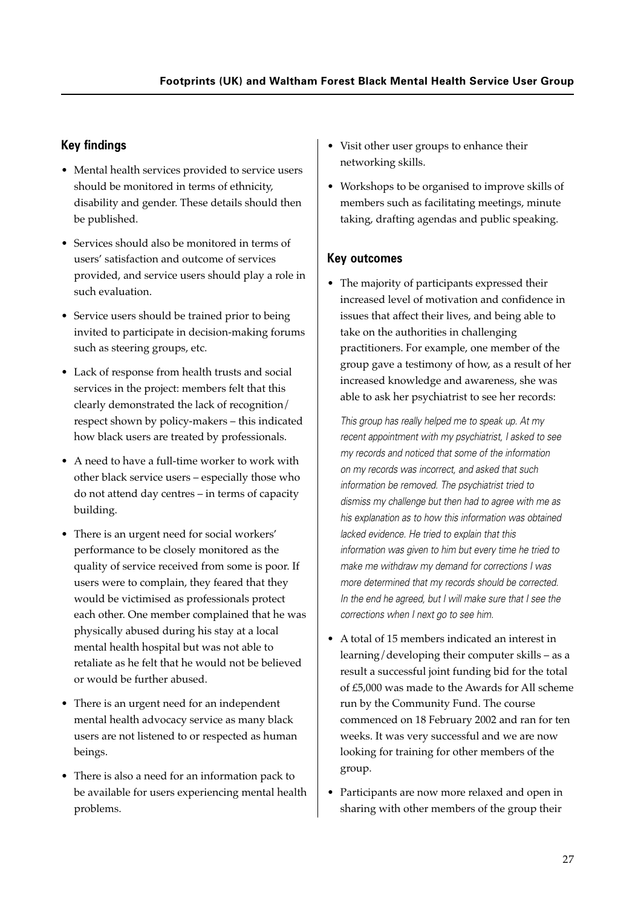## Key findings

- Mental health services provided to service users should be monitored in terms of ethnicity, disability and gender. These details should then be published.
- Services should also be monitored in terms of users' satisfaction and outcome of services provided, and service users should play a role in such evaluation.
- Service users should be trained prior to being invited to participate in decision-making forums such as steering groups, etc.
- Lack of response from health trusts and social services in the project: members felt that this clearly demonstrated the lack of recognition/ respect shown by policy-makers – this indicated how black users are treated by professionals.
- A need to have a full-time worker to work with other black service users – especially those who do not attend day centres – in terms of capacity building.
- There is an urgent need for social workers' performance to be closely monitored as the quality of service received from some is poor. If users were to complain, they feared that they would be victimised as professionals protect each other. One member complained that he was physically abused during his stay at a local mental health hospital but was not able to retaliate as he felt that he would not be believed or would be further abused.
- There is an urgent need for an independent mental health advocacy service as many black users are not listened to or respected as human beings.
- There is also a need for an information pack to be available for users experiencing mental health problems.
- Visit other user groups to enhance their networking skills.
- Workshops to be organised to improve skills of members such as facilitating meetings, minute taking, drafting agendas and public speaking.

## Key outcomes

- The majority of participants expressed their increased level of motivation and confidence in issues that affect their lives, and being able to take on the authorities in challenging practitioners. For example, one member of the group gave a testimony of how, as a result of her increased knowledge and awareness, she was able to ask her psychiatrist to see her records:

  *This group has really helped me to speak up. At my recent appointment with my psychiatrist, I asked to see my records and noticed that some of the information on my records was incorrect, and asked that such information be removed. The psychiatrist tried to dismiss my challenge but then had to agree with me as his explanation as to how this information was obtained lacked evidence. He tried to explain that this information was given to him but every time he tried to make me withdraw my demand for corrections I was more determined that my records should be corrected. In the end he agreed, but I will make sure that I see the corrections when I next go to see him.*

- A total of 15 members indicated an interest in learning/developing their computer skills – as a result a successful joint funding bid for the total of £5,000 was made to the Awards for All scheme run by the Community Fund. The course commenced on 18 February 2002 and ran for ten weeks. It was very successful and we are now looking for training for other members of the group.
- Participants are now more relaxed and open in sharing with other members of the group their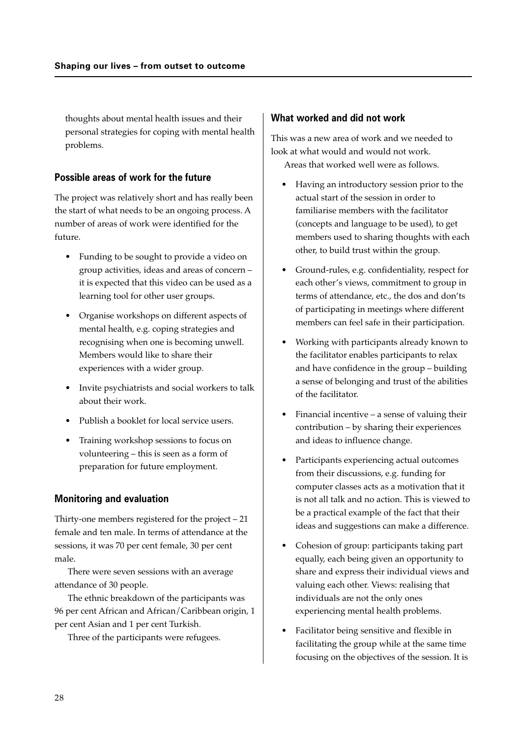thoughts about mental health issues and their personal strategies for coping with mental health problems.

## Possible areas of work for the future

The project was relatively short and has really been the start of what needs to be an ongoing process. A number of areas of work were identified for the future.

- Funding to be sought to provide a video on group activities, ideas and areas of concern – it is expected that this video can be used as a learning tool for other user groups.
- Organise workshops on different aspects of mental health, e.g. coping strategies and recognising when one is becoming unwell. Members would like to share their experiences with a wider group.
- Invite psychiatrists and social workers to talk about their work.
- Publish a booklet for local service users.
- Training workshop sessions to focus on volunteering – this is seen as a form of preparation for future employment.

## Monitoring and evaluation

Thirty-one members registered for the project – 21 female and ten male. In terms of attendance at the sessions, it was 70 per cent female, 30 per cent male.

There were seven sessions with an average attendance of 30 people.

The ethnic breakdown of the participants was 96 per cent African and African/Caribbean origin, 1 per cent Asian and 1 per cent Turkish.

Three of the participants were refugees.

## What worked and did not work

This was a new area of work and we needed to look at what would and would not work.

Areas that worked well were as follows.

- Having an introductory session prior to the actual start of the session in order to familiarise members with the facilitator (concepts and language to be used), to get members used to sharing thoughts with each other, to build trust within the group.
- Ground-rules, e.g. confidentiality, respect for each other's views, commitment to group in terms of attendance, etc., the dos and don'ts of participating in meetings where different members can feel safe in their participation.
- Working with participants already known to the facilitator enables participants to relax and have confidence in the group – building a sense of belonging and trust of the abilities of the facilitator.
- Financial incentive – a sense of valuing their contribution – by sharing their experiences and ideas to influence change.
- Participants experiencing actual outcomes from their discussions, e.g. funding for computer classes acts as a motivation that it is not all talk and no action. This is viewed to be a practical example of the fact that their ideas and suggestions can make a difference.
- Cohesion of group: participants taking part equally, each being given an opportunity to share and express their individual views and valuing each other. Views: realising that individuals are not the only ones experiencing mental health problems.
- Facilitator being sensitive and flexible in facilitating the group while at the same time focusing on the objectives of the session. It is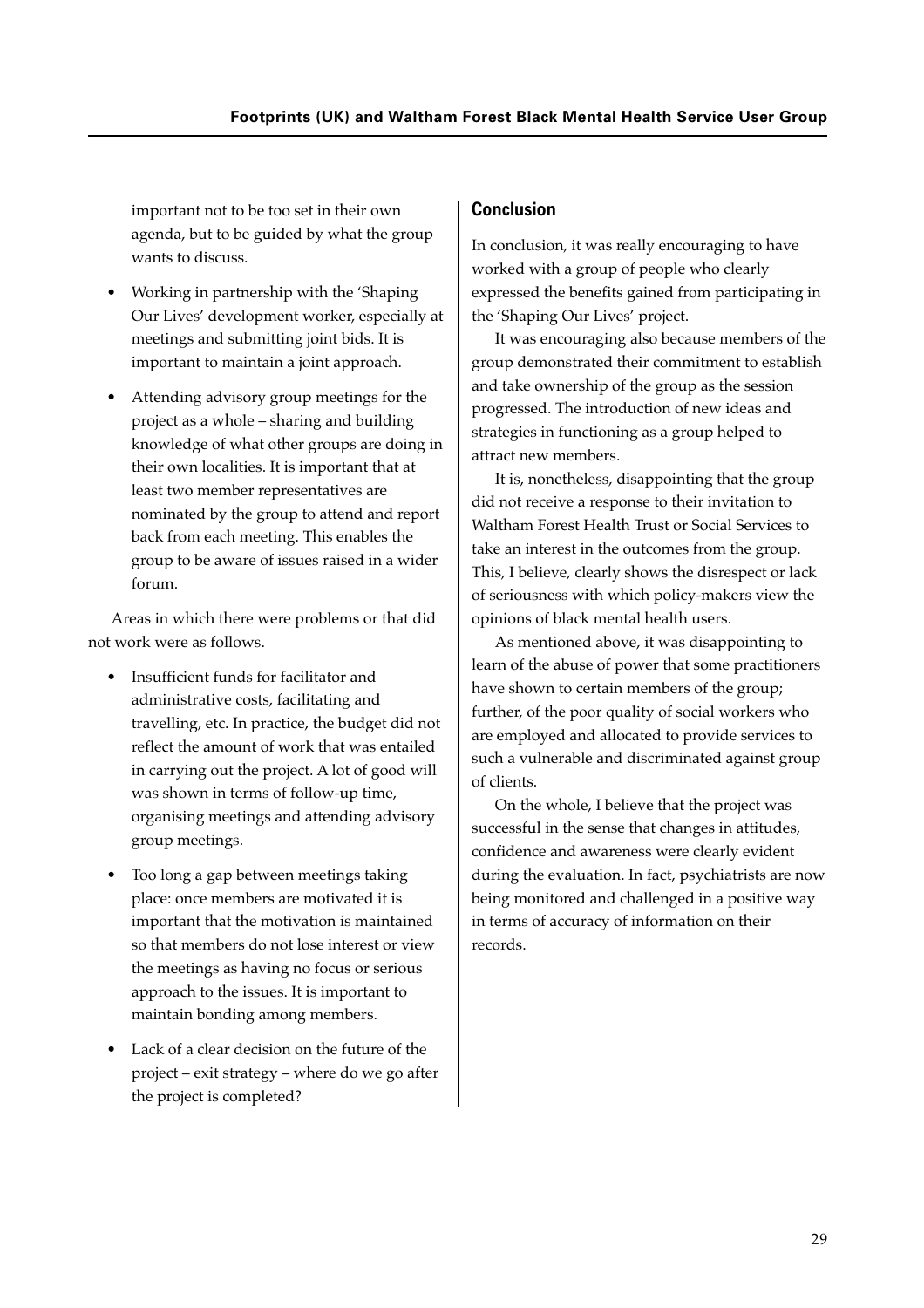important not to be too set in their own agenda, but to be guided by what the group wants to discuss.

- Working in partnership with the 'Shaping Our Lives' development worker, especially at meetings and submitting joint bids. It is important to maintain a joint approach.
- Attending advisory group meetings for the project as a whole – sharing and building knowledge of what other groups are doing in their own localities. It is important that at least two member representatives are nominated by the group to attend and report back from each meeting. This enables the group to be aware of issues raised in a wider forum.

Areas in which there were problems or that did not work were as follows.

- Insufficient funds for facilitator and administrative costs, facilitating and travelling, etc. In practice, the budget did not reflect the amount of work that was entailed in carrying out the project. A lot of good will was shown in terms of follow-up time, organising meetings and attending advisory group meetings.
- Too long a gap between meetings taking place: once members are motivated it is important that the motivation is maintained so that members do not lose interest or view the meetings as having no focus or serious approach to the issues. It is important to maintain bonding among members.
- Lack of a clear decision on the future of the project – exit strategy – where do we go after the project is completed?

## Conclusion

In conclusion, it was really encouraging to have worked with a group of people who clearly expressed the benefits gained from participating in the 'Shaping Our Lives' project.

It was encouraging also because members of the group demonstrated their commitment to establish and take ownership of the group as the session progressed. The introduction of new ideas and strategies in functioning as a group helped to attract new members.

It is, nonetheless, disappointing that the group did not receive a response to their invitation to Waltham Forest Health Trust or Social Services to take an interest in the outcomes from the group. This, I believe, clearly shows the disrespect or lack of seriousness with which policy-makers view the opinions of black mental health users.

As mentioned above, it was disappointing to learn of the abuse of power that some practitioners have shown to certain members of the group; further, of the poor quality of social workers who are employed and allocated to provide services to such a vulnerable and discriminated against group of clients.

On the whole, I believe that the project was successful in the sense that changes in attitudes, confidence and awareness were clearly evident during the evaluation. In fact, psychiatrists are now being monitored and challenged in a positive way in terms of accuracy of information on their records.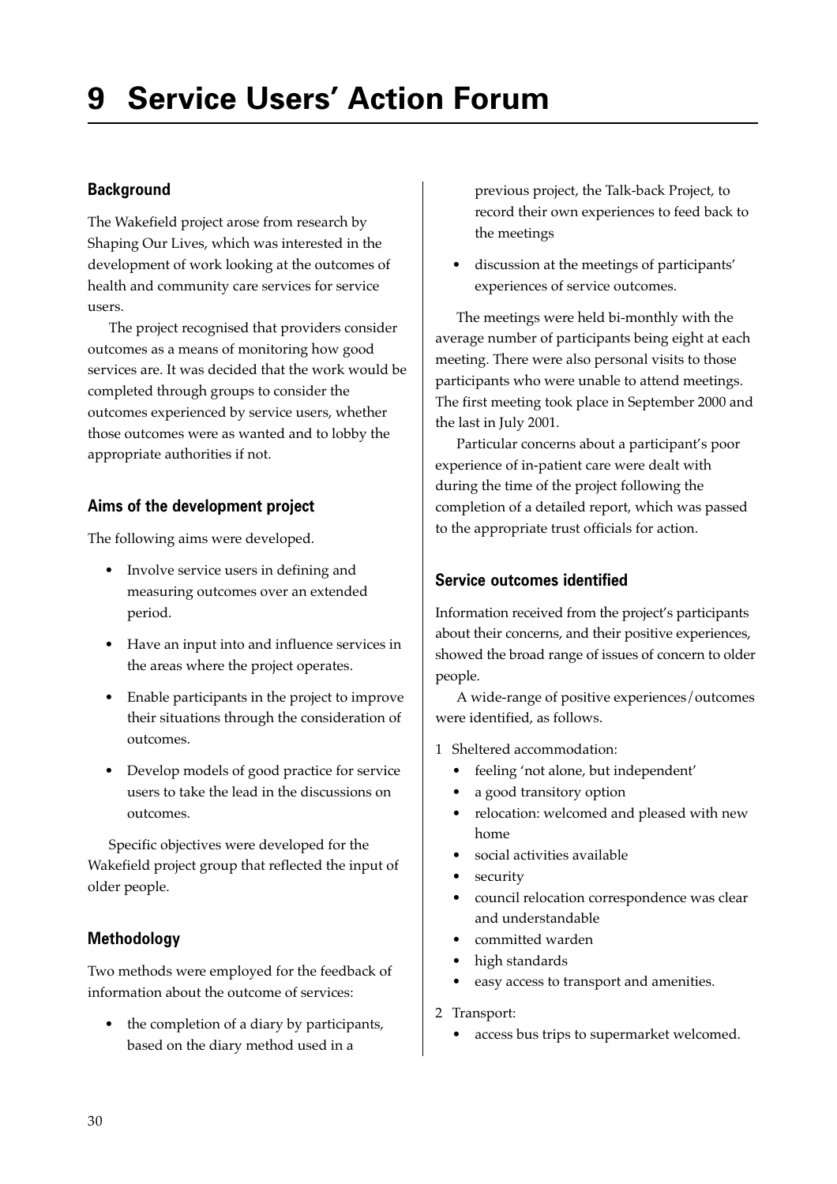# 9 Service Users' Action Forum

## Background

The Wakefield project arose from research by Shaping Our Lives, which was interested in the development of work looking at the outcomes of health and community care services for service users.

The project recognised that providers consider outcomes as a means of monitoring how good services are. It was decided that the work would be completed through groups to consider the outcomes experienced by service users, whether those outcomes were as wanted and to lobby the appropriate authorities if not.

## Aims of the development project

The following aims were developed.

- Involve service users in defining and measuring outcomes over an extended period.
- Have an input into and influence services in the areas where the project operates.
- Enable participants in the project to improve their situations through the consideration of outcomes.
- Develop models of good practice for service users to take the lead in the discussions on outcomes.

Specific objectives were developed for the Wakefield project group that reflected the input of older people.

## Methodology

Two methods were employed for the feedback of information about the outcome of services:

- the completion of a diary by participants, based on the diary method used in a previous project, the Talk-back Project, to record their own experiences to feed back to the meetings
- discussion at the meetings of participants' experiences of service outcomes.

The meetings were held bi-monthly with the average number of participants being eight at each meeting. There were also personal visits to those participants who were unable to attend meetings. The first meeting took place in September 2000 and the last in July 2001.

Particular concerns about a participant's poor experience of in-patient care were dealt with during the time of the project following the completion of a detailed report, which was passed to the appropriate trust officials for action.

## Service outcomes identified

Information received from the project's participants about their concerns, and their positive experiences, showed the broad range of issues of concern to older people.

A wide-range of positive experiences/outcomes were identified, as follows.

1. Sheltered accommodation:
   - feeling 'not alone, but independent'
   - a good transitory option
   - relocation: welcomed and pleased with new home
   - social activities available
   - security
   - council relocation correspondence was clear and understandable
   - committed warden
   - high standards
   - easy access to transport and amenities.
2. Transport:
   - access bus trips to supermarket welcomed.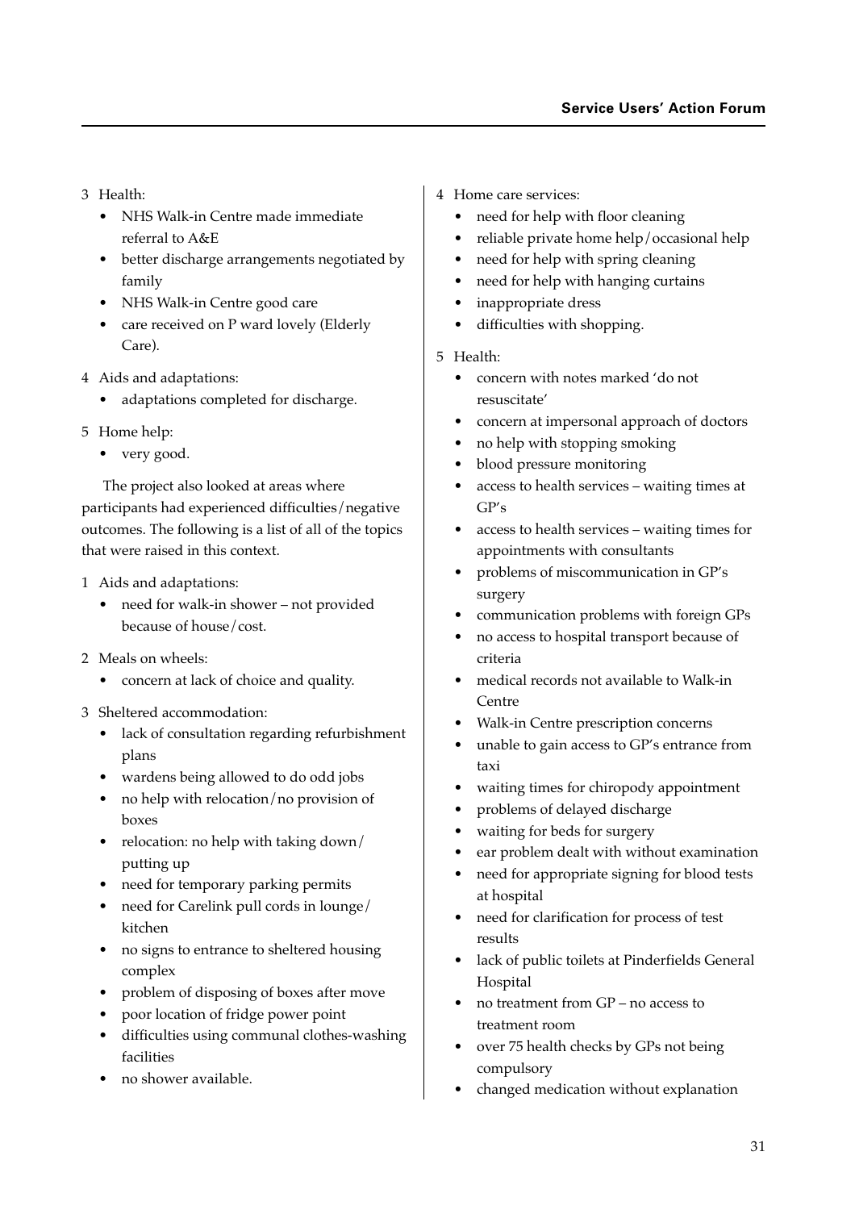3 Health:
   - NHS Walk-in Centre made immediate referral to A&E
   - better discharge arrangements negotiated by family
   - NHS Walk-in Centre good care
   - care received on P ward lovely (Elderly Care).

4 Aids and adaptations:
   - adaptations completed for discharge.

5 Home help:
   - very good.

The project also looked at areas where participants had experienced difficulties/negative outcomes. The following is a list of all of the topics that were raised in this context.

1 Aids and adaptations:
   - need for walk-in shower – not provided because of house/cost.

2 Meals on wheels:
   - concern at lack of choice and quality.

3 Sheltered accommodation:
   - lack of consultation regarding refurbishment plans
   - wardens being allowed to do odd jobs
   - no help with relocation/no provision of boxes
   - relocation: no help with taking down/ putting up
   - need for temporary parking permits
   - need for Carelink pull cords in lounge/ kitchen
   - no signs to entrance to sheltered housing complex
   - problem of disposing of boxes after move
   - poor location of fridge power point
   - difficulties using communal clothes-washing facilities
   - no shower available.

4 Home care services:
   - need for help with floor cleaning
   - reliable private home help/occasional help
   - need for help with spring cleaning
   - need for help with hanging curtains
   - inappropriate dress
   - difficulties with shopping.

5 Health:
   - concern with notes marked 'do not resuscitate'
   - concern at impersonal approach of doctors
   - no help with stopping smoking
   - blood pressure monitoring
   - access to health services – waiting times at GP's
   - access to health services – waiting times for appointments with consultants
   - problems of miscommunication in GP's surgery
   - communication problems with foreign GPs
   - no access to hospital transport because of criteria
   - medical records not available to Walk-in Centre
   - Walk-in Centre prescription concerns
   - unable to gain access to GP's entrance from taxi
   - waiting times for chiropody appointment
   - problems of delayed discharge
   - waiting for beds for surgery
   - ear problem dealt with without examination
   - need for appropriate signing for blood tests at hospital
   - need for clarification for process of test results
   - lack of public toilets at Pinderfields General Hospital
   - no treatment from GP – no access to treatment room
   - over 75 health checks by GPs not being compulsory
   - changed medication without explanation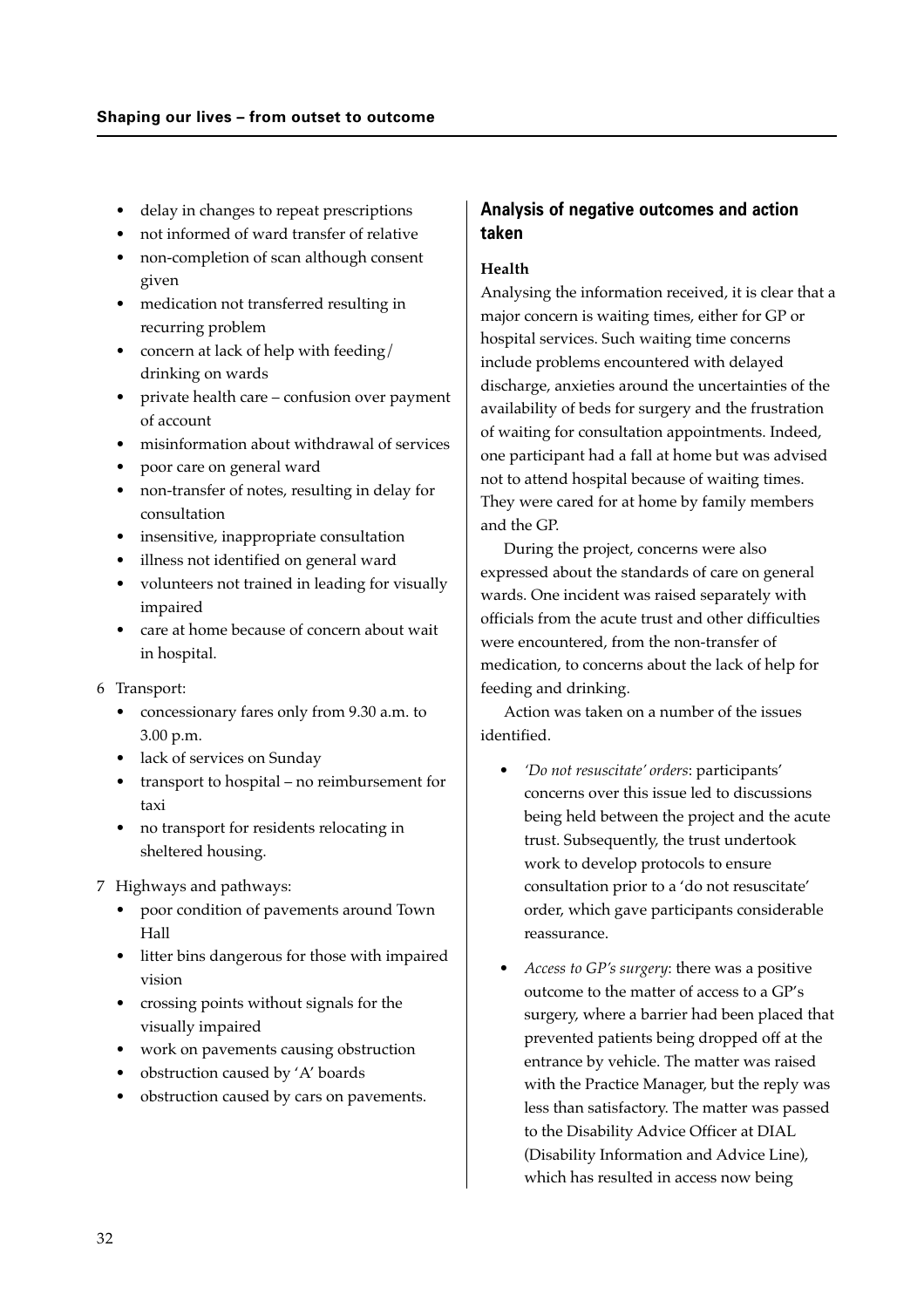- delay in changes to repeat prescriptions
- not informed of ward transfer of relative
- non-completion of scan although consent given
- medication not transferred resulting in recurring problem
- concern at lack of help with feeding/drinking on wards
- private health care – confusion over payment of account
- misinformation about withdrawal of services
- poor care on general ward
- non-transfer of notes, resulting in delay for consultation
- insensitive, inappropriate consultation
- illness not identified on general ward
- volunteers not trained in leading for visually impaired
- care at home because of concern about wait in hospital.

6 Transport:
- concessionary fares only from 9.30 a.m. to 3.00 p.m.
- lack of services on Sunday
- transport to hospital – no reimbursement for taxi
- no transport for residents relocating in sheltered housing.

7 Highways and pathways:
- poor condition of pavements around Town Hall
- litter bins dangerous for those with impaired vision
- crossing points without signals for the visually impaired
- work on pavements causing obstruction
- obstruction caused by 'A' boards
- obstruction caused by cars on pavements.

## Analysis of negative outcomes and action taken

### Health

Analysing the information received, it is clear that a major concern is waiting times, either for GP or hospital services. Such waiting time concerns include problems encountered with delayed discharge, anxieties around the uncertainties of the availability of beds for surgery and the frustration of waiting for consultation appointments. Indeed, one participant had a fall at home but was advised not to attend hospital because of waiting times. They were cared for at home by family members and the GP.

During the project, concerns were also expressed about the standards of care on general wards. One incident was raised separately with officials from the acute trust and other difficulties were encountered, from the non-transfer of medication, to concerns about the lack of help for feeding and drinking.

Action was taken on a number of the issues identified.

- *'Do not resuscitate' orders*: participants' concerns over this issue led to discussions being held between the project and the acute trust. Subsequently, the trust undertook work to develop protocols to ensure consultation prior to a 'do not resuscitate' order, which gave participants considerable reassurance.
- *Access to GP's surgery*: there was a positive outcome to the matter of access to a GP's surgery, where a barrier had been placed that prevented patients being dropped off at the entrance by vehicle. The matter was raised with the Practice Manager, but the reply was less than satisfactory. The matter was passed to the Disability Advice Officer at DIAL (Disability Information and Advice Line), which has resulted in access now being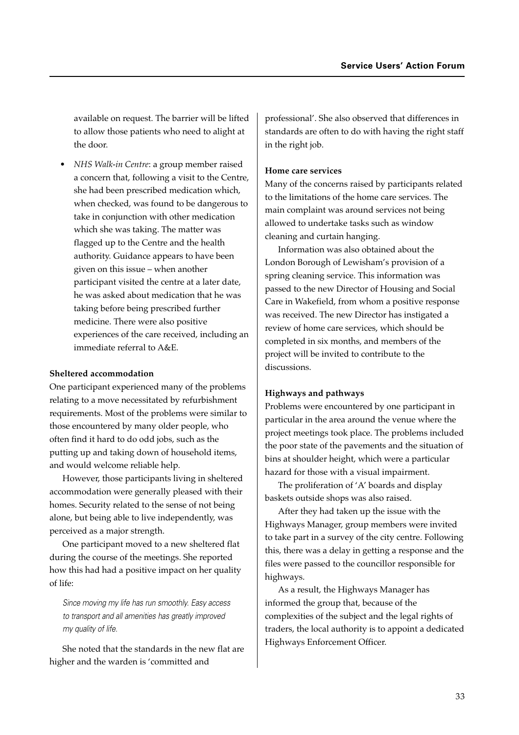available on request. The barrier will be lifted to allow those patients who need to alight at the door.

- *NHS Walk-in Centre*: a group member raised a concern that, following a visit to the Centre, she had been prescribed medication which, when checked, was found to be dangerous to take in conjunction with other medication which she was taking. The matter was flagged up to the Centre and the health authority. Guidance appears to have been given on this issue – when another participant visited the centre at a later date, he was asked about medication that he was taking before being prescribed further medicine. There were also positive experiences of the care received, including an immediate referral to A&E.

**Sheltered accommodation**

One participant experienced many of the problems relating to a move necessitated by refurbishment requirements. Most of the problems were similar to those encountered by many older people, who often find it hard to do odd jobs, such as the putting up and taking down of household items, and would welcome reliable help.

However, those participants living in sheltered accommodation were generally pleased with their homes. Security related to the sense of not being alone, but being able to live independently, was perceived as a major strength.

One participant moved to a new sheltered flat during the course of the meetings. She reported how this had had a positive impact on her quality of life:

> *Since moving my life has run smoothly. Easy access to transport and all amenities has greatly improved my quality of life.*

She noted that the standards in the new flat are higher and the warden is 'committed and professional'. She also observed that differences in standards are often to do with having the right staff in the right job.

**Home care services**

Many of the concerns raised by participants related to the limitations of the home care services. The main complaint was around services not being allowed to undertake tasks such as window cleaning and curtain hanging.

Information was also obtained about the London Borough of Lewisham's provision of a spring cleaning service. This information was passed to the new Director of Housing and Social Care in Wakefield, from whom a positive response was received. The new Director has instigated a review of home care services, which should be completed in six months, and members of the project will be invited to contribute to the discussions.

**Highways and pathways**

Problems were encountered by one participant in particular in the area around the venue where the project meetings took place. The problems included the poor state of the pavements and the situation of bins at shoulder height, which were a particular hazard for those with a visual impairment.

The proliferation of 'A' boards and display baskets outside shops was also raised.

After they had taken up the issue with the Highways Manager, group members were invited to take part in a survey of the city centre. Following this, there was a delay in getting a response and the files were passed to the councillor responsible for highways.

As a result, the Highways Manager has informed the group that, because of the complexities of the subject and the legal rights of traders, the local authority is to appoint a dedicated Highways Enforcement Officer.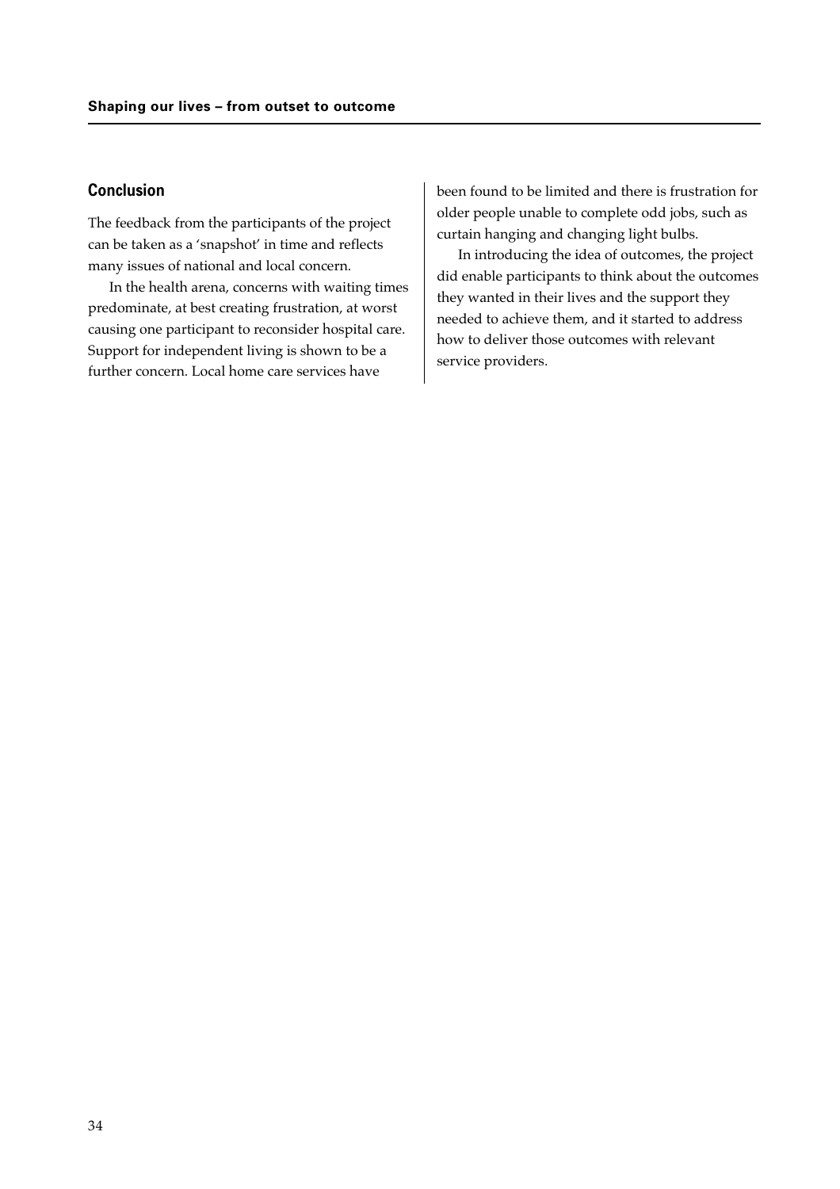## Conclusion

The feedback from the participants of the project can be taken as a 'snapshot' in time and reflects many issues of national and local concern.

In the health arena, concerns with waiting times predominate, at best creating frustration, at worst causing one participant to reconsider hospital care. Support for independent living is shown to be a further concern. Local home care services have been found to be limited and there is frustration for older people unable to complete odd jobs, such as curtain hanging and changing light bulbs.

In introducing the idea of outcomes, the project did enable participants to think about the outcomes they wanted in their lives and the support they needed to achieve them, and it started to address how to deliver those outcomes with relevant service providers.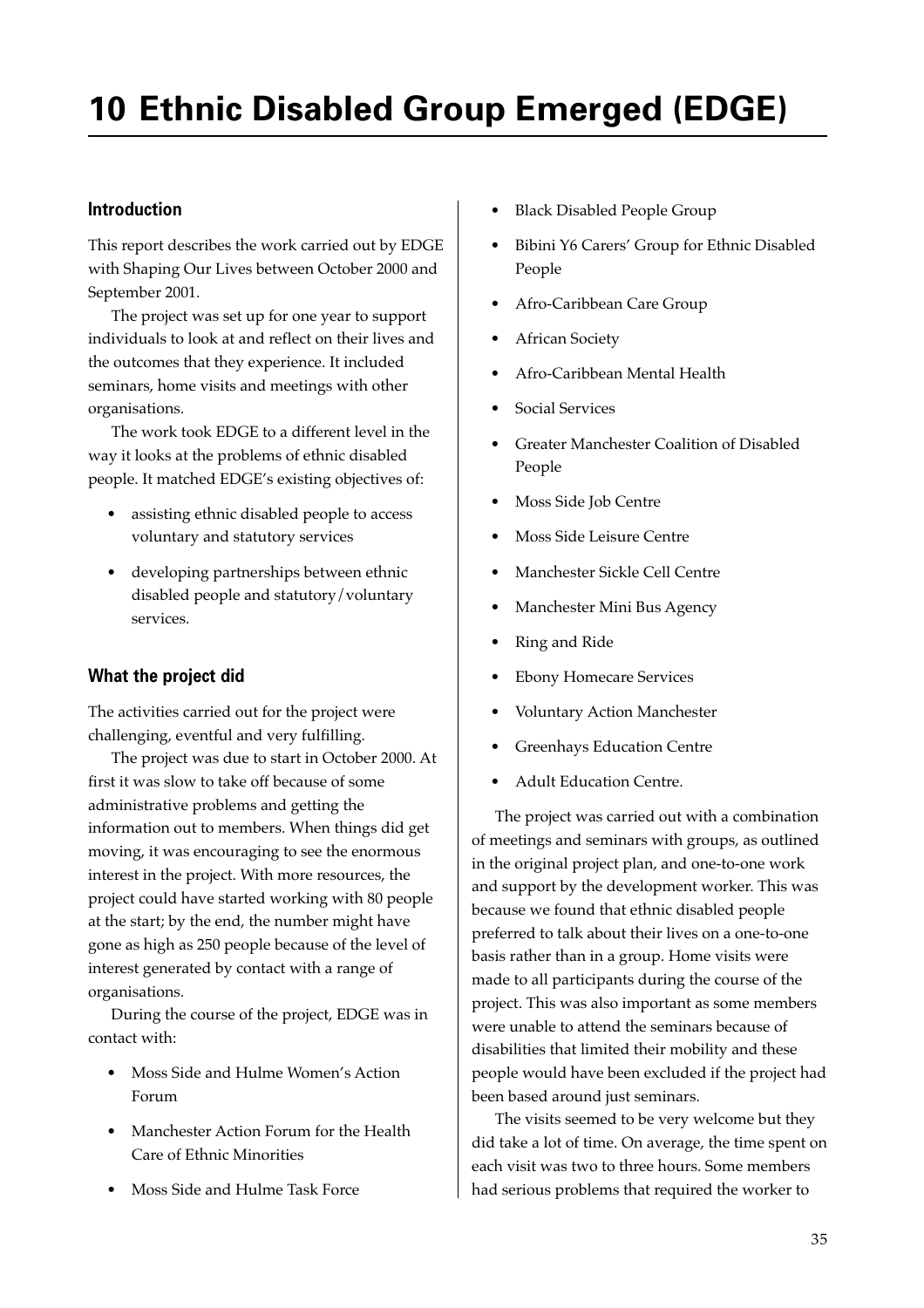# 10 Ethnic Disabled Group Emerged (EDGE)

## Introduction

This report describes the work carried out by EDGE with Shaping Our Lives between October 2000 and September 2001.

The project was set up for one year to support individuals to look at and reflect on their lives and the outcomes that they experience. It included seminars, home visits and meetings with other organisations.

The work took EDGE to a different level in the way it looks at the problems of ethnic disabled people. It matched EDGE's existing objectives of:

- assisting ethnic disabled people to access voluntary and statutory services
- developing partnerships between ethnic disabled people and statutory/voluntary services.

## What the project did

The activities carried out for the project were challenging, eventful and very fulfilling.

The project was due to start in October 2000. At first it was slow to take off because of some administrative problems and getting the information out to members. When things did get moving, it was encouraging to see the enormous interest in the project. With more resources, the project could have started working with 80 people at the start; by the end, the number might have gone as high as 250 people because of the level of interest generated by contact with a range of organisations.

During the course of the project, EDGE was in contact with:

- Moss Side and Hulme Women's Action Forum
- Manchester Action Forum for the Health Care of Ethnic Minorities
- Moss Side and Hulme Task Force
- Black Disabled People Group
- Bibini Y6 Carers' Group for Ethnic Disabled People
- Afro-Caribbean Care Group
- African Society
- Afro-Caribbean Mental Health
- Social Services
- Greater Manchester Coalition of Disabled People
- Moss Side Job Centre
- Moss Side Leisure Centre
- Manchester Sickle Cell Centre
- Manchester Mini Bus Agency
- Ring and Ride
- Ebony Homecare Services
- Voluntary Action Manchester
- Greenhays Education Centre
- Adult Education Centre.

The project was carried out with a combination of meetings and seminars with groups, as outlined in the original project plan, and one-to-one work and support by the development worker. This was because we found that ethnic disabled people preferred to talk about their lives on a one-to-one basis rather than in a group. Home visits were made to all participants during the course of the project. This was also important as some members were unable to attend the seminars because of disabilities that limited their mobility and these people would have been excluded if the project had been based around just seminars.

The visits seemed to be very welcome but they did take a lot of time. On average, the time spent on each visit was two to three hours. Some members had serious problems that required the worker to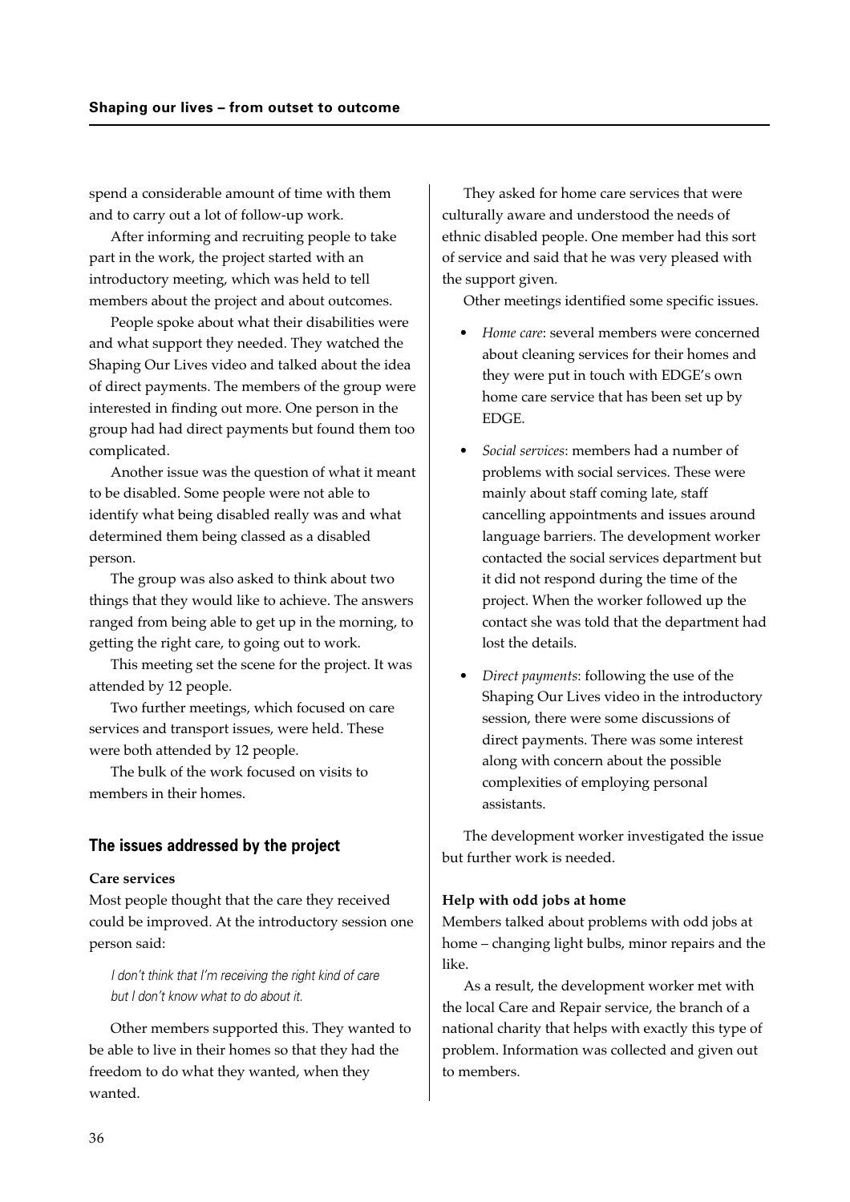spend a considerable amount of time with them and to carry out a lot of follow-up work.

After informing and recruiting people to take part in the work, the project started with an introductory meeting, which was held to tell members about the project and about outcomes.

People spoke about what their disabilities were and what support they needed. They watched the Shaping Our Lives video and talked about the idea of direct payments. The members of the group were interested in finding out more. One person in the group had had direct payments but found them too complicated.

Another issue was the question of what it meant to be disabled. Some people were not able to identify what being disabled really was and what determined them being classed as a disabled person.

The group was also asked to think about two things that they would like to achieve. The answers ranged from being able to get up in the morning, to getting the right care, to going out to work.

This meeting set the scene for the project. It was attended by 12 people.

Two further meetings, which focused on care services and transport issues, were held. These were both attended by 12 people.

The bulk of the work focused on visits to members in their homes.

## The issues addressed by the project

**Care services**

Most people thought that the care they received could be improved. At the introductory session one person said:

> *I don't think that I'm receiving the right kind of care but I don't know what to do about it.*

Other members supported this. They wanted to be able to live in their homes so that they had the freedom to do what they wanted, when they wanted.

They asked for home care services that were culturally aware and understood the needs of ethnic disabled people. One member had this sort of service and said that he was very pleased with the support given.

Other meetings identified some specific issues.

- *Home care*: several members were concerned about cleaning services for their homes and they were put in touch with EDGE's own home care service that has been set up by EDGE.
- *Social services*: members had a number of problems with social services. These were mainly about staff coming late, staff cancelling appointments and issues around language barriers. The development worker contacted the social services department but it did not respond during the time of the project. When the worker followed up the contact she was told that the department had lost the details.
- *Direct payments*: following the use of the Shaping Our Lives video in the introductory session, there were some discussions of direct payments. There was some interest along with concern about the possible complexities of employing personal assistants.

The development worker investigated the issue but further work is needed.

**Help with odd jobs at home**

Members talked about problems with odd jobs at home – changing light bulbs, minor repairs and the like.

As a result, the development worker met with the local Care and Repair service, the branch of a national charity that helps with exactly this type of problem. Information was collected and given out to members.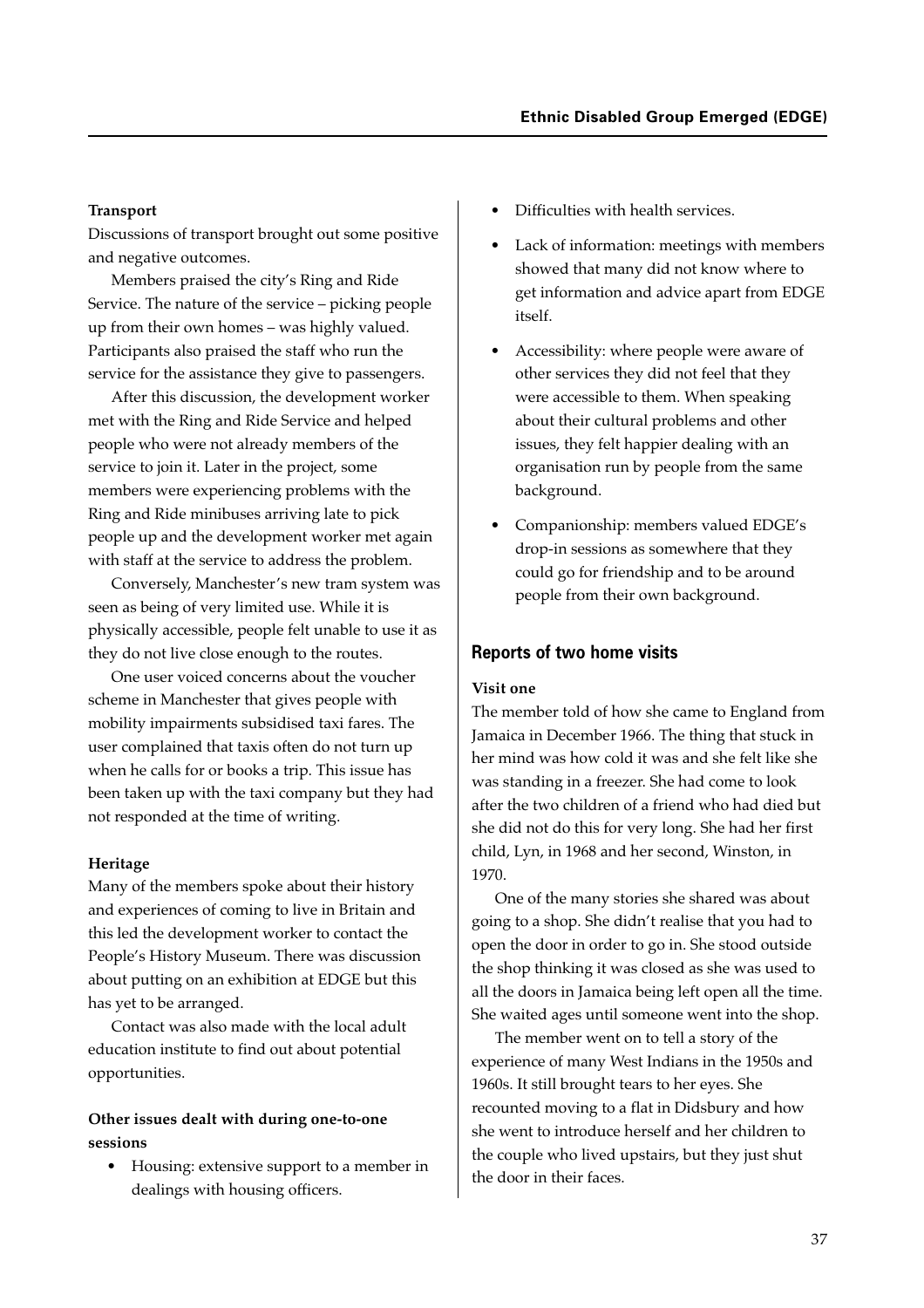**Transport**

Discussions of transport brought out some positive and negative outcomes.

Members praised the city's Ring and Ride Service. The nature of the service – picking people up from their own homes – was highly valued. Participants also praised the staff who run the service for the assistance they give to passengers.

After this discussion, the development worker met with the Ring and Ride Service and helped people who were not already members of the service to join it. Later in the project, some members were experiencing problems with the Ring and Ride minibuses arriving late to pick people up and the development worker met again with staff at the service to address the problem.

Conversely, Manchester's new tram system was seen as being of very limited use. While it is physically accessible, people felt unable to use it as they do not live close enough to the routes.

One user voiced concerns about the voucher scheme in Manchester that gives people with mobility impairments subsidised taxi fares. The user complained that taxis often do not turn up when he calls for or books a trip. This issue has been taken up with the taxi company but they had not responded at the time of writing.

**Heritage**

Many of the members spoke about their history and experiences of coming to live in Britain and this led the development worker to contact the People's History Museum. There was discussion about putting on an exhibition at EDGE but this has yet to be arranged.

Contact was also made with the local adult education institute to find out about potential opportunities.

**Other issues dealt with during one-to-one sessions**

- Housing: extensive support to a member in dealings with housing officers.
- Difficulties with health services.
- Lack of information: meetings with members showed that many did not know where to get information and advice apart from EDGE itself.
- Accessibility: where people were aware of other services they did not feel that they were accessible to them. When speaking about their cultural problems and other issues, they felt happier dealing with an organisation run by people from the same background.
- Companionship: members valued EDGE's drop-in sessions as somewhere that they could go for friendship and to be around people from their own background.

## Reports of two home visits

**Visit one**

The member told of how she came to England from Jamaica in December 1966. The thing that stuck in her mind was how cold it was and she felt like she was standing in a freezer. She had come to look after the two children of a friend who had died but she did not do this for very long. She had her first child, Lyn, in 1968 and her second, Winston, in 1970.

One of the many stories she shared was about going to a shop. She didn't realise that you had to open the door in order to go in. She stood outside the shop thinking it was closed as she was used to all the doors in Jamaica being left open all the time. She waited ages until someone went into the shop.

The member went on to tell a story of the experience of many West Indians in the 1950s and 1960s. It still brought tears to her eyes. She recounted moving to a flat in Didsbury and how she went to introduce herself and her children to the couple who lived upstairs, but they just shut the door in their faces.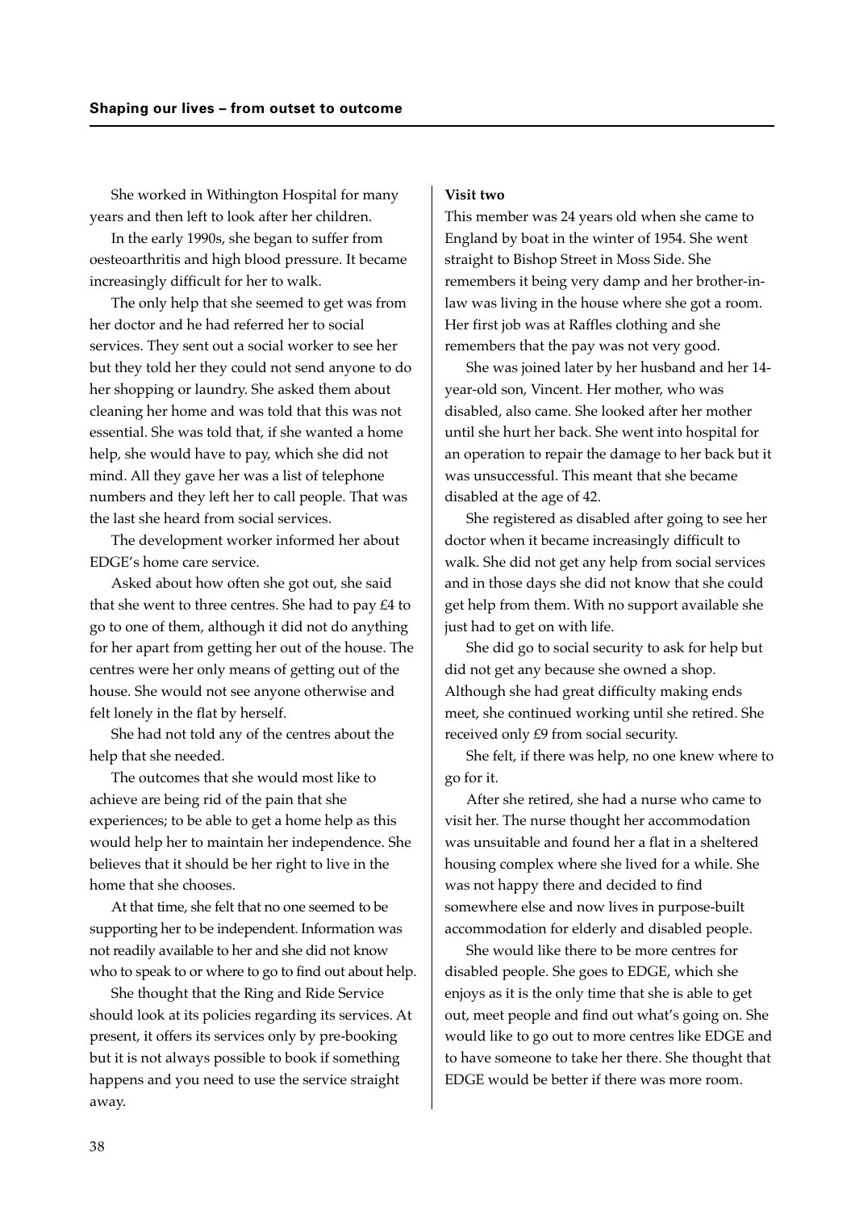She worked in Withington Hospital for many years and then left to look after her children.

In the early 1990s, she began to suffer from oesteoarthritis and high blood pressure. It became increasingly difficult for her to walk.

The only help that she seemed to get was from her doctor and he had referred her to social services. They sent out a social worker to see her but they told her they could not send anyone to do her shopping or laundry. She asked them about cleaning her home and was told that this was not essential. She was told that, if she wanted a home help, she would have to pay, which she did not mind. All they gave her was a list of telephone numbers and they left her to call people. That was the last she heard from social services.

The development worker informed her about EDGE's home care service.

Asked about how often she got out, she said that she went to three centres. She had to pay £4 to go to one of them, although it did not do anything for her apart from getting her out of the house. The centres were her only means of getting out of the house. She would not see anyone otherwise and felt lonely in the flat by herself.

She had not told any of the centres about the help that she needed.

The outcomes that she would most like to achieve are being rid of the pain that she experiences; to be able to get a home help as this would help her to maintain her independence. She believes that it should be her right to live in the home that she chooses.

At that time, she felt that no one seemed to be supporting her to be independent. Information was not readily available to her and she did not know who to speak to or where to go to find out about help.

She thought that the Ring and Ride Service should look at its policies regarding its services. At present, it offers its services only by pre-booking but it is not always possible to book if something happens and you need to use the service straight away.

**Visit two**

This member was 24 years old when she came to England by boat in the winter of 1954. She went straight to Bishop Street in Moss Side. She remembers it being very damp and her brother-in-law was living in the house where she got a room. Her first job was at Raffles clothing and she remembers that the pay was not very good.

She was joined later by her husband and her 14-year-old son, Vincent. Her mother, who was disabled, also came. She looked after her mother until she hurt her back. She went into hospital for an operation to repair the damage to her back but it was unsuccessful. This meant that she became disabled at the age of 42.

She registered as disabled after going to see her doctor when it became increasingly difficult to walk. She did not get any help from social services and in those days she did not know that she could get help from them. With no support available she just had to get on with life.

She did go to social security to ask for help but did not get any because she owned a shop. Although she had great difficulty making ends meet, she continued working until she retired. She received only £9 from social security.

She felt, if there was help, no one knew where to go for it.

After she retired, she had a nurse who came to visit her. The nurse thought her accommodation was unsuitable and found her a flat in a sheltered housing complex where she lived for a while. She was not happy there and decided to find somewhere else and now lives in purpose-built accommodation for elderly and disabled people.

She would like there to be more centres for disabled people. She goes to EDGE, which she enjoys as it is the only time that she is able to get out, meet people and find out what's going on. She would like to go out to more centres like EDGE and to have someone to take her there. She thought that EDGE would be better if there was more room.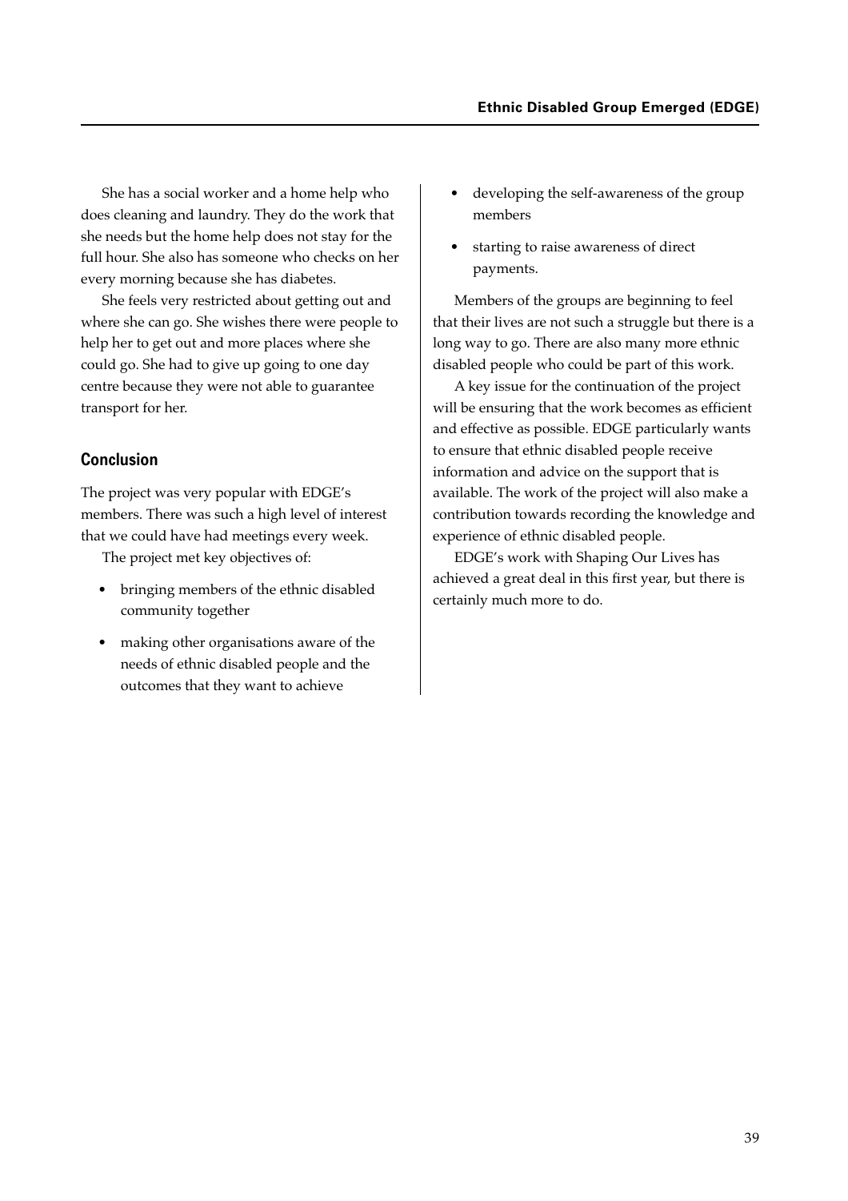She has a social worker and a home help who does cleaning and laundry. They do the work that she needs but the home help does not stay for the full hour. She also has someone who checks on her every morning because she has diabetes.

She feels very restricted about getting out and where she can go. She wishes there were people to help her to get out and more places where she could go. She had to give up going to one day centre because they were not able to guarantee transport for her.

## Conclusion

The project was very popular with EDGE's members. There was such a high level of interest that we could have had meetings every week.

The project met key objectives of:

- bringing members of the ethnic disabled community together
- making other organisations aware of the needs of ethnic disabled people and the outcomes that they want to achieve
- developing the self-awareness of the group members
- starting to raise awareness of direct payments.

Members of the groups are beginning to feel that their lives are not such a struggle but there is a long way to go. There are also many more ethnic disabled people who could be part of this work.

A key issue for the continuation of the project will be ensuring that the work becomes as efficient and effective as possible. EDGE particularly wants to ensure that ethnic disabled people receive information and advice on the support that is available. The work of the project will also make a contribution towards recording the knowledge and experience of ethnic disabled people.

EDGE's work with Shaping Our Lives has achieved a great deal in this first year, but there is certainly much more to do.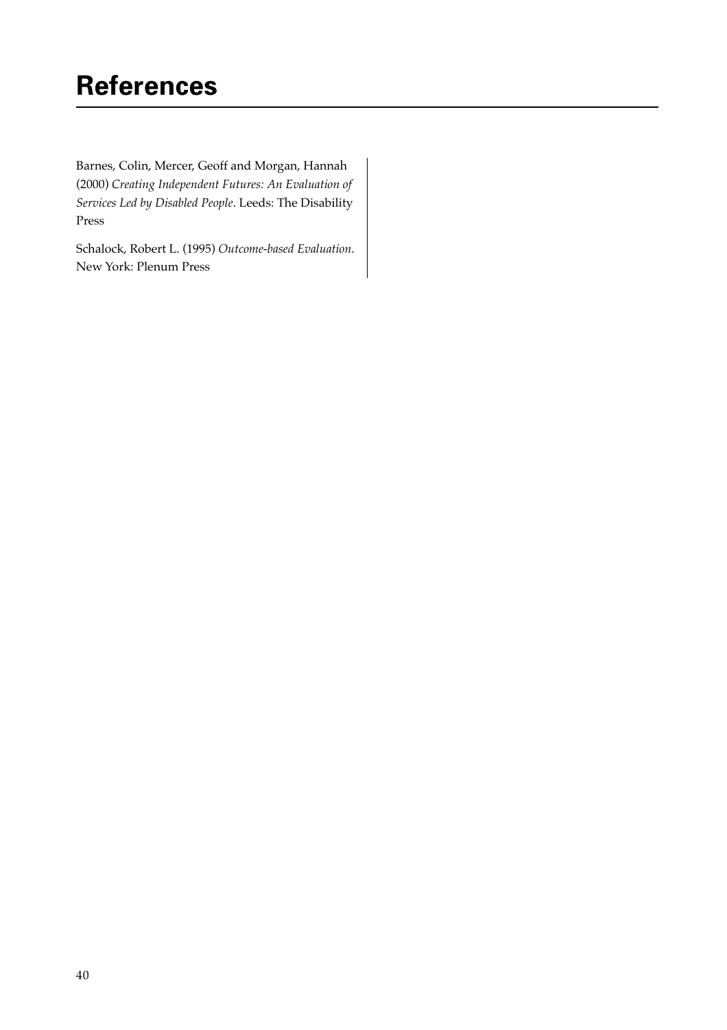# References

Barnes, Colin, Mercer, Geoff and Morgan, Hannah (2000) *Creating Independent Futures: An Evaluation of Services Led by Disabled People*. Leeds: The Disability Press

Schalock, Robert L. (1995) *Outcome-based Evaluation*. New York: Plenum Press